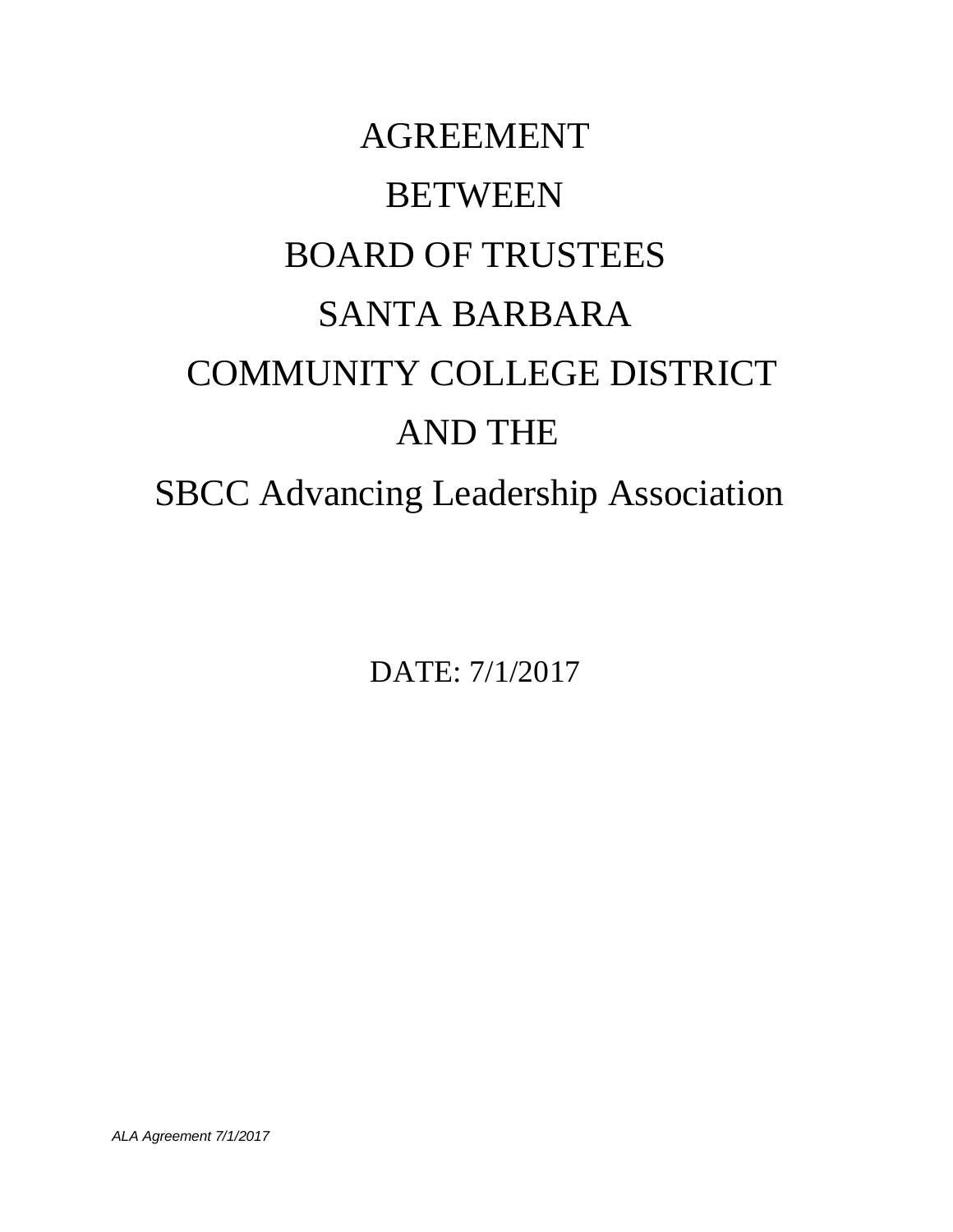# AGREEMENT
# BETWEEN
# BOARD OF TRUSTEES
# SANTA BARBARA
# COMMUNITY COLLEGE DISTRICT
# AND THE
# SBCC Advancing Leadership Association

DATE: 7/1/2017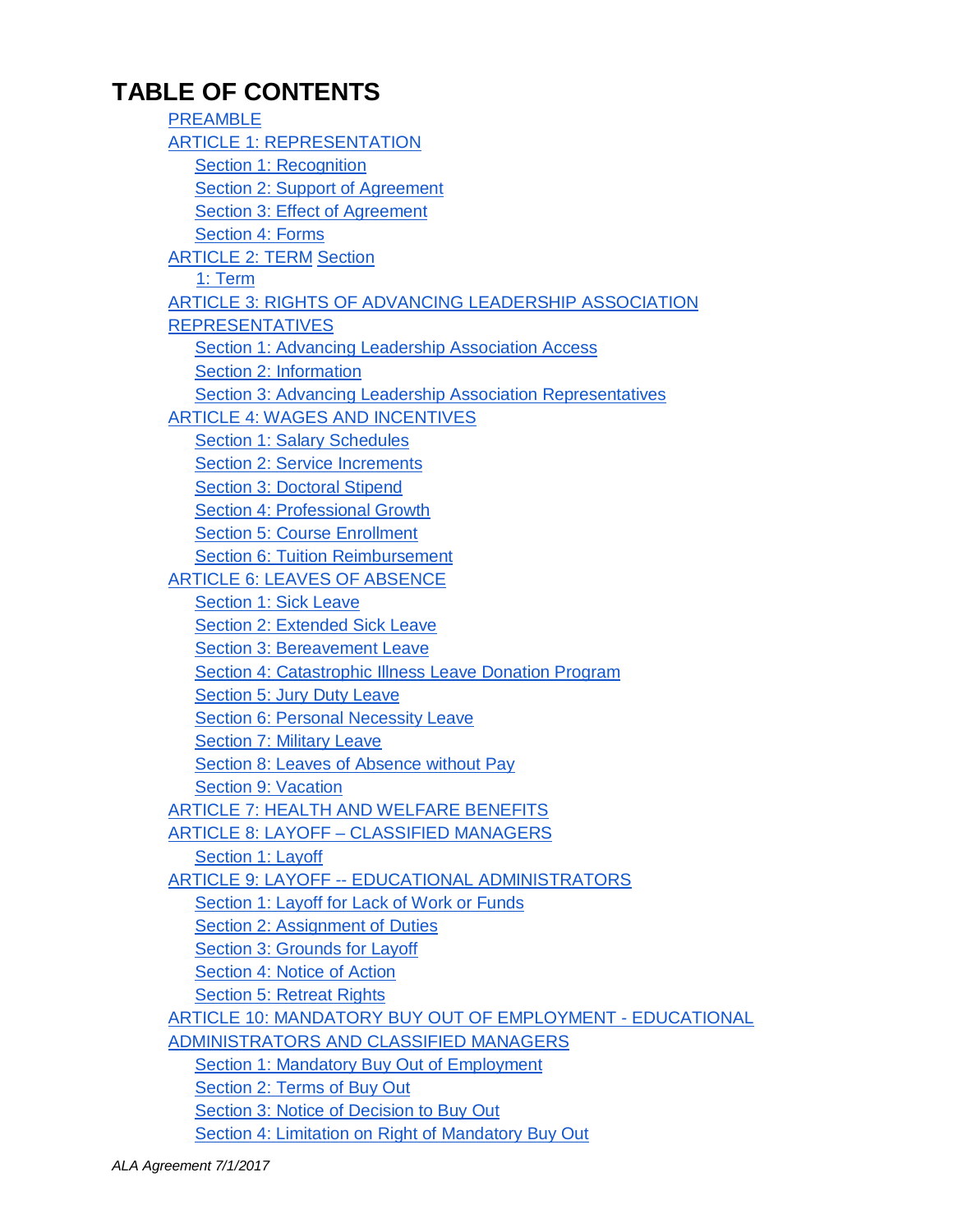# TABLE OF CONTENTS

- PREAMBLE
- ARTICLE 1: REPRESENTATION
  - Section 1: Recognition
  - Section 2: Support of Agreement
  - Section 3: Effect of Agreement
  - Section 4: Forms
- ARTICLE 2: TERM
  - Section 1: Term
- ARTICLE 3: RIGHTS OF ADVANCING LEADERSHIP ASSOCIATION REPRESENTATIVES
  - Section 1: Advancing Leadership Association Access
  - Section 2: Information
  - Section 3: Advancing Leadership Association Representatives
- ARTICLE 4: WAGES AND INCENTIVES
  - Section 1: Salary Schedules
  - Section 2: Service Increments
  - Section 3: Doctoral Stipend
  - Section 4: Professional Growth
  - Section 5: Course Enrollment
  - Section 6: Tuition Reimbursement
- ARTICLE 6: LEAVES OF ABSENCE
  - Section 1: Sick Leave
  - Section 2: Extended Sick Leave
  - Section 3: Bereavement Leave
  - Section 4: Catastrophic Illness Leave Donation Program
  - Section 5: Jury Duty Leave
  - Section 6: Personal Necessity Leave
  - Section 7: Military Leave
  - Section 8: Leaves of Absence without Pay
  - Section 9: Vacation
- ARTICLE 7: HEALTH AND WELFARE BENEFITS
- ARTICLE 8: LAYOFF – CLASSIFIED MANAGERS
  - Section 1: Layoff
- ARTICLE 9: LAYOFF -- EDUCATIONAL ADMINISTRATORS
  - Section 1: Layoff for Lack of Work or Funds
  - Section 2: Assignment of Duties
  - Section 3: Grounds for Layoff
  - Section 4: Notice of Action
  - Section 5: Retreat Rights
- ARTICLE 10: MANDATORY BUY OUT OF EMPLOYMENT - EDUCATIONAL ADMINISTRATORS AND CLASSIFIED MANAGERS
  - Section 1: Mandatory Buy Out of Employment
  - Section 2: Terms of Buy Out
  - Section 3: Notice of Decision to Buy Out
  - Section 4: Limitation on Right of Mandatory Buy Out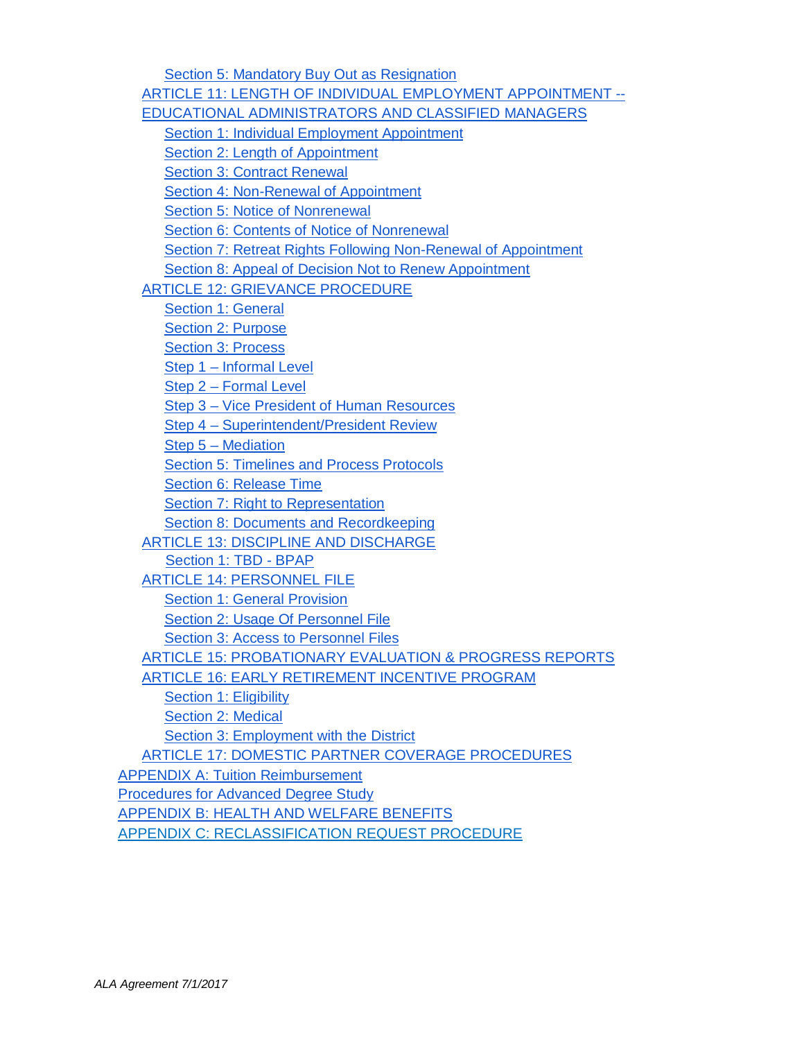- Section 5: Mandatory Buy Out as Resignation

- ARTICLE 11: LENGTH OF INDIVIDUAL EMPLOYMENT APPOINTMENT -- EDUCATIONAL ADMINISTRATORS AND CLASSIFIED MANAGERS
  - Section 1: Individual Employment Appointment
  - Section 2: Length of Appointment
  - Section 3: Contract Renewal
  - Section 4: Non-Renewal of Appointment
  - Section 5: Notice of Nonrenewal
  - Section 6: Contents of Notice of Nonrenewal
  - Section 7: Retreat Rights Following Non-Renewal of Appointment
  - Section 8: Appeal of Decision Not to Renew Appointment
- ARTICLE 12: GRIEVANCE PROCEDURE
  - Section 1: General
  - Section 2: Purpose
  - Section 3: Process
  - Step 1 – Informal Level
  - Step 2 – Formal Level
  - Step 3 – Vice President of Human Resources
  - Step 4 – Superintendent/President Review
  - Step 5 – Mediation
  - Section 5: Timelines and Process Protocols
  - Section 6: Release Time
  - Section 7: Right to Representation
  - Section 8: Documents and Recordkeeping
- ARTICLE 13: DISCIPLINE AND DISCHARGE
  - Section 1: TBD - BPAP
- ARTICLE 14: PERSONNEL FILE
  - Section 1: General Provision
  - Section 2: Usage Of Personnel File
  - Section 3: Access to Personnel Files
- ARTICLE 15: PROBATIONARY EVALUATION & PROGRESS REPORTS
- ARTICLE 16: EARLY RETIREMENT INCENTIVE PROGRAM
  - Section 1: Eligibility
  - Section 2: Medical
  - Section 3: Employment with the District
- ARTICLE 17: DOMESTIC PARTNER COVERAGE PROCEDURES

APPENDIX A: Tuition Reimbursement

Procedures for Advanced Degree Study

APPENDIX B: HEALTH AND WELFARE BENEFITS

APPENDIX C: RECLASSIFICATION REQUEST PROCEDURE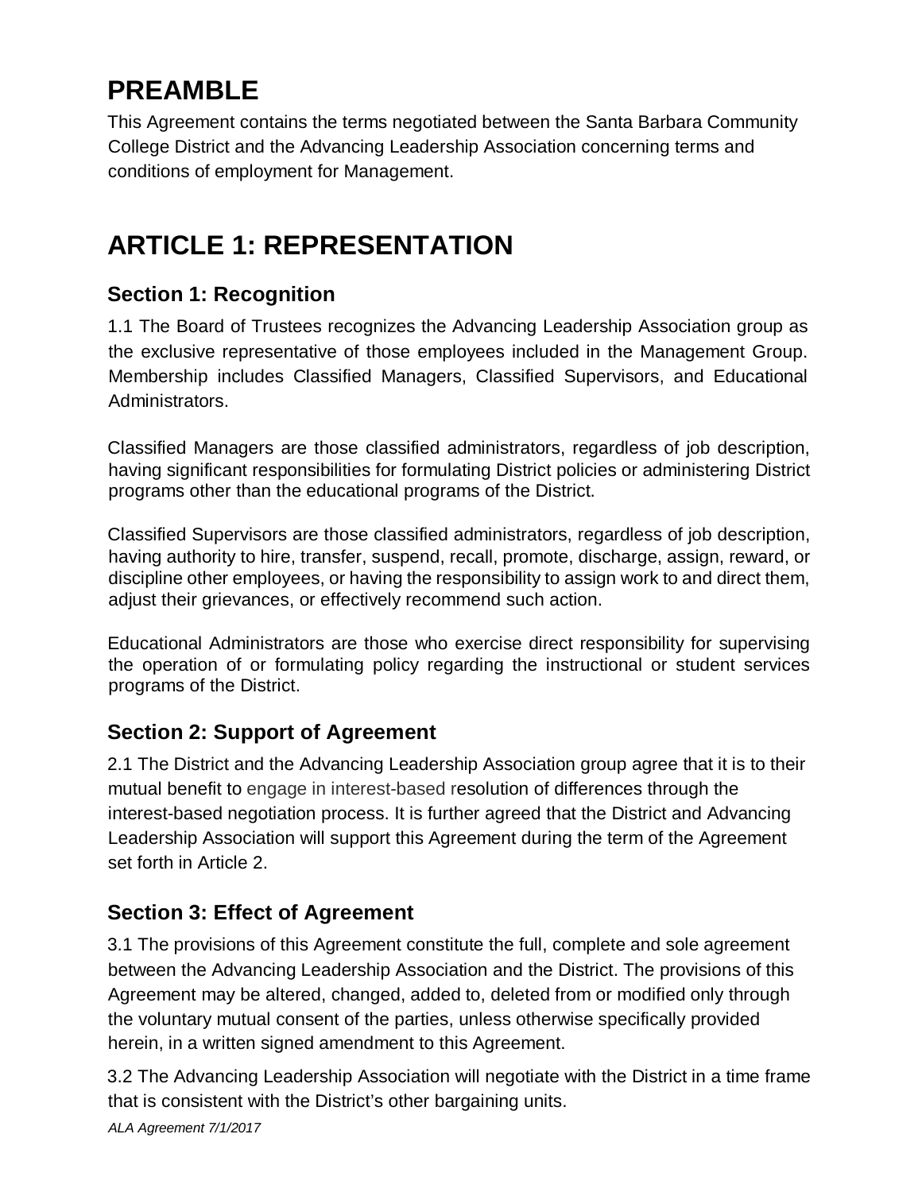# PREAMBLE

This Agreement contains the terms negotiated between the Santa Barbara Community College District and the Advancing Leadership Association concerning terms and conditions of employment for Management.

# ARTICLE 1: REPRESENTATION

## Section 1: Recognition

1.1 The Board of Trustees recognizes the Advancing Leadership Association group as the exclusive representative of those employees included in the Management Group. Membership includes Classified Managers, Classified Supervisors, and Educational Administrators.

Classified Managers are those classified administrators, regardless of job description, having significant responsibilities for formulating District policies or administering District programs other than the educational programs of the District.

Classified Supervisors are those classified administrators, regardless of job description, having authority to hire, transfer, suspend, recall, promote, discharge, assign, reward, or discipline other employees, or having the responsibility to assign work to and direct them, adjust their grievances, or effectively recommend such action.

Educational Administrators are those who exercise direct responsibility for supervising the operation of or formulating policy regarding the instructional or student services programs of the District.

## Section 2: Support of Agreement

2.1 The District and the Advancing Leadership Association group agree that it is to their mutual benefit to engage in interest-based resolution of differences through the interest-based negotiation process. It is further agreed that the District and Advancing Leadership Association will support this Agreement during the term of the Agreement set forth in Article 2.

## Section 3: Effect of Agreement

3.1 The provisions of this Agreement constitute the full, complete and sole agreement between the Advancing Leadership Association and the District. The provisions of this Agreement may be altered, changed, added to, deleted from or modified only through the voluntary mutual consent of the parties, unless otherwise specifically provided herein, in a written signed amendment to this Agreement.

3.2 The Advancing Leadership Association will negotiate with the District in a time frame that is consistent with the District's other bargaining units.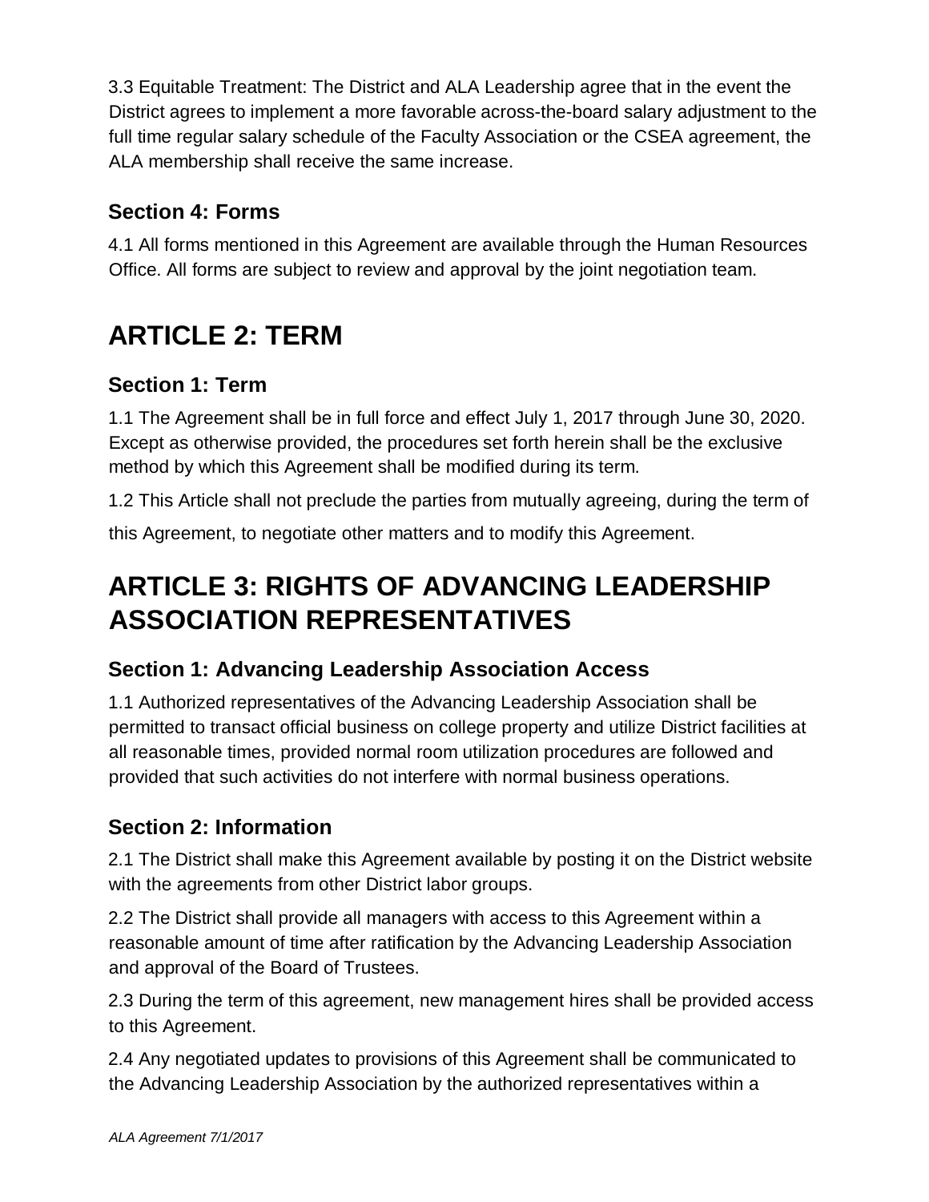3.3 Equitable Treatment: The District and ALA Leadership agree that in the event the District agrees to implement a more favorable across-the-board salary adjustment to the full time regular salary schedule of the Faculty Association or the CSEA agreement, the ALA membership shall receive the same increase.

### Section 4: Forms

4.1 All forms mentioned in this Agreement are available through the Human Resources Office. All forms are subject to review and approval by the joint negotiation team.

# ARTICLE 2: TERM

### Section 1: Term

1.1 The Agreement shall be in full force and effect July 1, 2017 through June 30, 2020. Except as otherwise provided, the procedures set forth herein shall be the exclusive method by which this Agreement shall be modified during its term.

1.2 This Article shall not preclude the parties from mutually agreeing, during the term of this Agreement, to negotiate other matters and to modify this Agreement.

# ARTICLE 3: RIGHTS OF ADVANCING LEADERSHIP ASSOCIATION REPRESENTATIVES

### Section 1: Advancing Leadership Association Access

1.1 Authorized representatives of the Advancing Leadership Association shall be permitted to transact official business on college property and utilize District facilities at all reasonable times, provided normal room utilization procedures are followed and provided that such activities do not interfere with normal business operations.

### Section 2: Information

2.1 The District shall make this Agreement available by posting it on the District website with the agreements from other District labor groups.

2.2 The District shall provide all managers with access to this Agreement within a reasonable amount of time after ratification by the Advancing Leadership Association and approval of the Board of Trustees.

2.3 During the term of this agreement, new management hires shall be provided access to this Agreement.

2.4 Any negotiated updates to provisions of this Agreement shall be communicated to the Advancing Leadership Association by the authorized representatives within a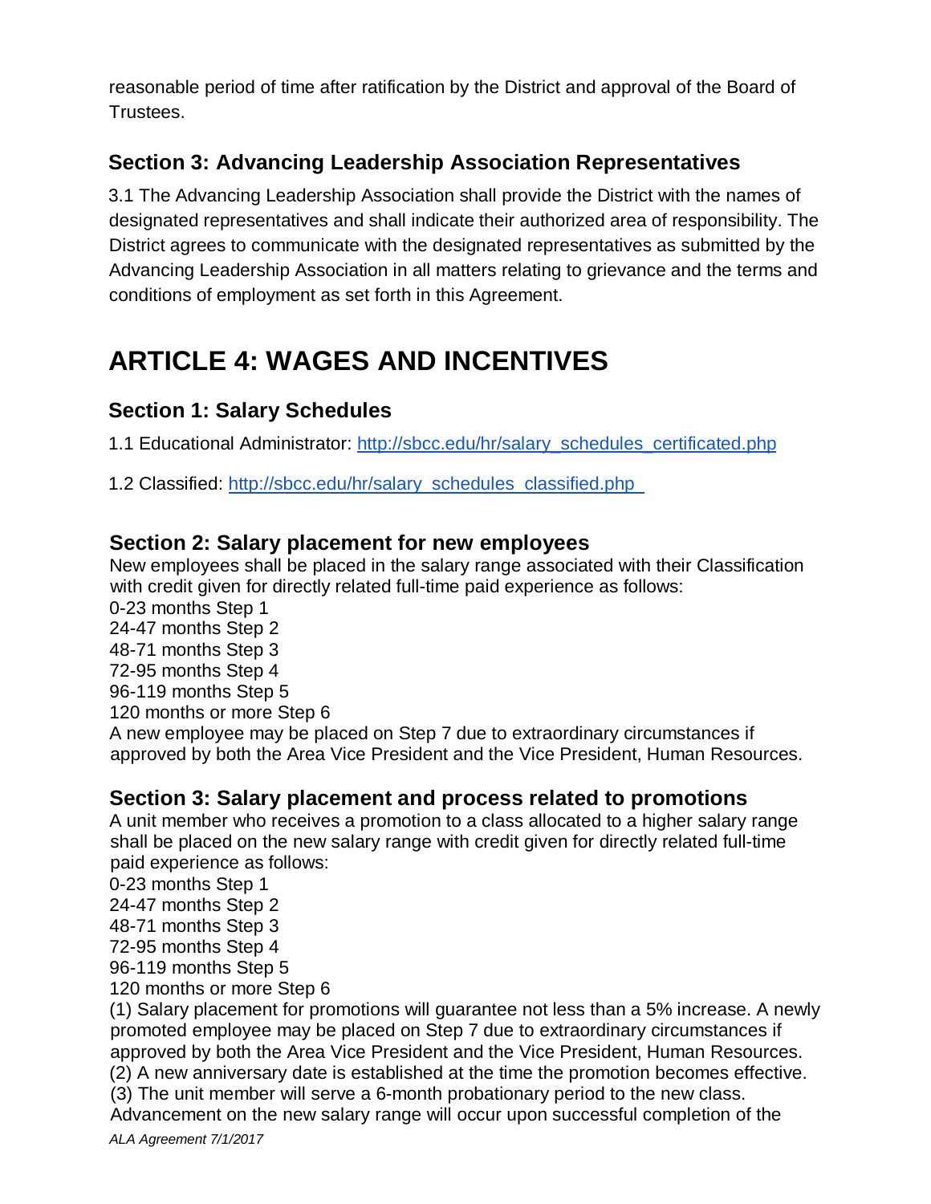reasonable period of time after ratification by the District and approval of the Board of Trustees.

### Section 3: Advancing Leadership Association Representatives

3.1 The Advancing Leadership Association shall provide the District with the names of designated representatives and shall indicate their authorized area of responsibility. The District agrees to communicate with the designated representatives as submitted by the Advancing Leadership Association in all matters relating to grievance and the terms and conditions of employment as set forth in this Agreement.

# ARTICLE 4: WAGES AND INCENTIVES

### Section 1: Salary Schedules

1.1 Educational Administrator: [http://sbcc.edu/hr/salary_schedules_certificated.php](http://sbcc.edu/hr/salary_schedules_certificated.php)

1.2 Classified: [http://sbcc.edu/hr/salary_schedules_classified.php](http://sbcc.edu/hr/salary_schedules_classified.php)

### Section 2: Salary placement for new employees

New employees shall be placed in the salary range associated with their Classification with credit given for directly related full-time paid experience as follows:

0-23 months Step 1
24-47 months Step 2
48-71 months Step 3
72-95 months Step 4
96-119 months Step 5
120 months or more Step 6

A new employee may be placed on Step 7 due to extraordinary circumstances if approved by both the Area Vice President and the Vice President, Human Resources.

### Section 3: Salary placement and process related to promotions

A unit member who receives a promotion to a class allocated to a higher salary range shall be placed on the new salary range with credit given for directly related full-time paid experience as follows:

0-23 months Step 1
24-47 months Step 2
48-71 months Step 3
72-95 months Step 4
96-119 months Step 5
120 months or more Step 6

(1) Salary placement for promotions will guarantee not less than a 5% increase. A newly promoted employee may be placed on Step 7 due to extraordinary circumstances if approved by both the Area Vice President and the Vice President, Human Resources.
(2) A new anniversary date is established at the time the promotion becomes effective.
(3) The unit member will serve a 6-month probationary period to the new class. Advancement on the new salary range will occur upon successful completion of the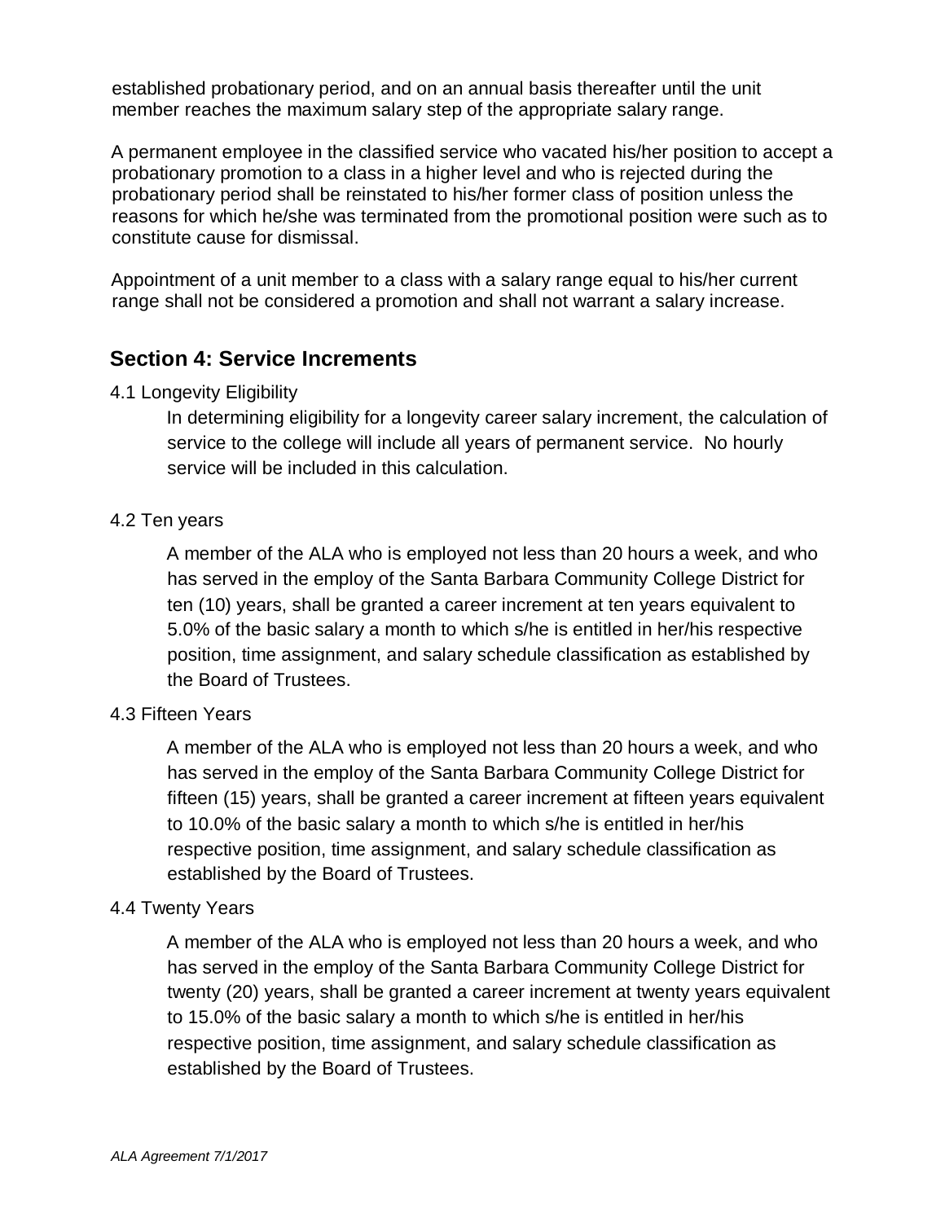established probationary period, and on an annual basis thereafter until the unit member reaches the maximum salary step of the appropriate salary range.

A permanent employee in the classified service who vacated his/her position to accept a probationary promotion to a class in a higher level and who is rejected during the probationary period shall be reinstated to his/her former class of position unless the reasons for which he/she was terminated from the promotional position were such as to constitute cause for dismissal.

Appointment of a unit member to a class with a salary range equal to his/her current range shall not be considered a promotion and shall not warrant a salary increase.

## Section 4: Service Increments

4.1 Longevity Eligibility

In determining eligibility for a longevity career salary increment, the calculation of service to the college will include all years of permanent service. No hourly service will be included in this calculation.

4.2 Ten years

A member of the ALA who is employed not less than 20 hours a week, and who has served in the employ of the Santa Barbara Community College District for ten (10) years, shall be granted a career increment at ten years equivalent to 5.0% of the basic salary a month to which s/he is entitled in her/his respective position, time assignment, and salary schedule classification as established by the Board of Trustees.

4.3 Fifteen Years

A member of the ALA who is employed not less than 20 hours a week, and who has served in the employ of the Santa Barbara Community College District for fifteen (15) years, shall be granted a career increment at fifteen years equivalent to 10.0% of the basic salary a month to which s/he is entitled in her/his respective position, time assignment, and salary schedule classification as established by the Board of Trustees.

4.4 Twenty Years

A member of the ALA who is employed not less than 20 hours a week, and who has served in the employ of the Santa Barbara Community College District for twenty (20) years, shall be granted a career increment at twenty years equivalent to 15.0% of the basic salary a month to which s/he is entitled in her/his respective position, time assignment, and salary schedule classification as established by the Board of Trustees.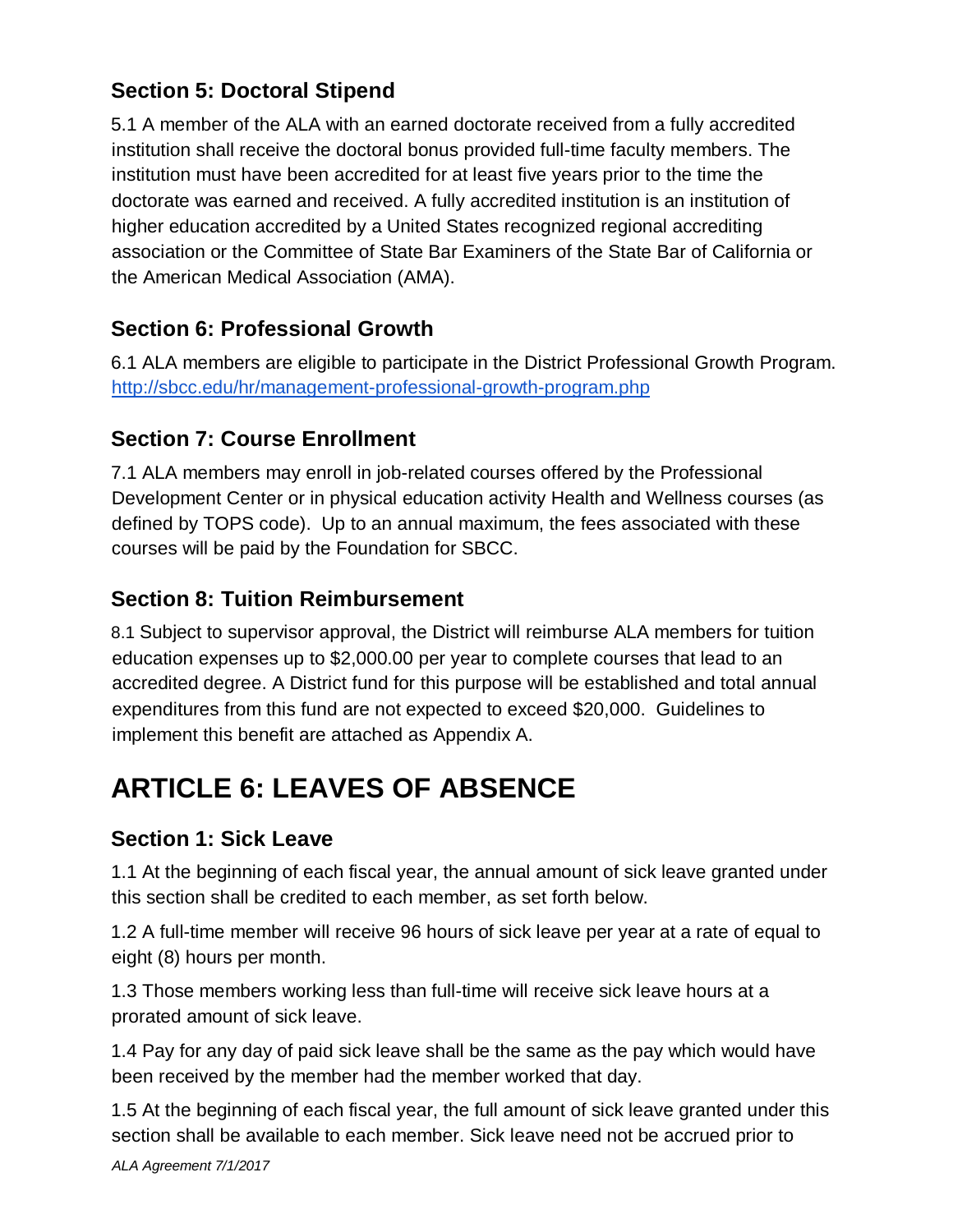### Section 5: Doctoral Stipend

5.1 A member of the ALA with an earned doctorate received from a fully accredited institution shall receive the doctoral bonus provided full-time faculty members. The institution must have been accredited for at least five years prior to the time the doctorate was earned and received. A fully accredited institution is an institution of higher education accredited by a United States recognized regional accrediting association or the Committee of State Bar Examiners of the State Bar of California or the American Medical Association (AMA).

### Section 6: Professional Growth

6.1 ALA members are eligible to participate in the District Professional Growth Program. [http://sbcc.edu/hr/management-professional-growth-program.php](http://sbcc.edu/hr/management-professional-growth-program.php)

### Section 7: Course Enrollment

7.1 ALA members may enroll in job-related courses offered by the Professional Development Center or in physical education activity Health and Wellness courses (as defined by TOPS code). Up to an annual maximum, the fees associated with these courses will be paid by the Foundation for SBCC.

### Section 8: Tuition Reimbursement

8.1 Subject to supervisor approval, the District will reimburse ALA members for tuition education expenses up to $2,000.00 per year to complete courses that lead to an accredited degree. A District fund for this purpose will be established and total annual expenditures from this fund are not expected to exceed $20,000. Guidelines to implement this benefit are attached as Appendix A.

## ARTICLE 6: LEAVES OF ABSENCE

### Section 1: Sick Leave

1.1 At the beginning of each fiscal year, the annual amount of sick leave granted under this section shall be credited to each member, as set forth below.

1.2 A full-time member will receive 96 hours of sick leave per year at a rate of equal to eight (8) hours per month.

1.3 Those members working less than full-time will receive sick leave hours at a prorated amount of sick leave.

1.4 Pay for any day of paid sick leave shall be the same as the pay which would have been received by the member had the member worked that day.

1.5 At the beginning of each fiscal year, the full amount of sick leave granted under this section shall be available to each member. Sick leave need not be accrued prior to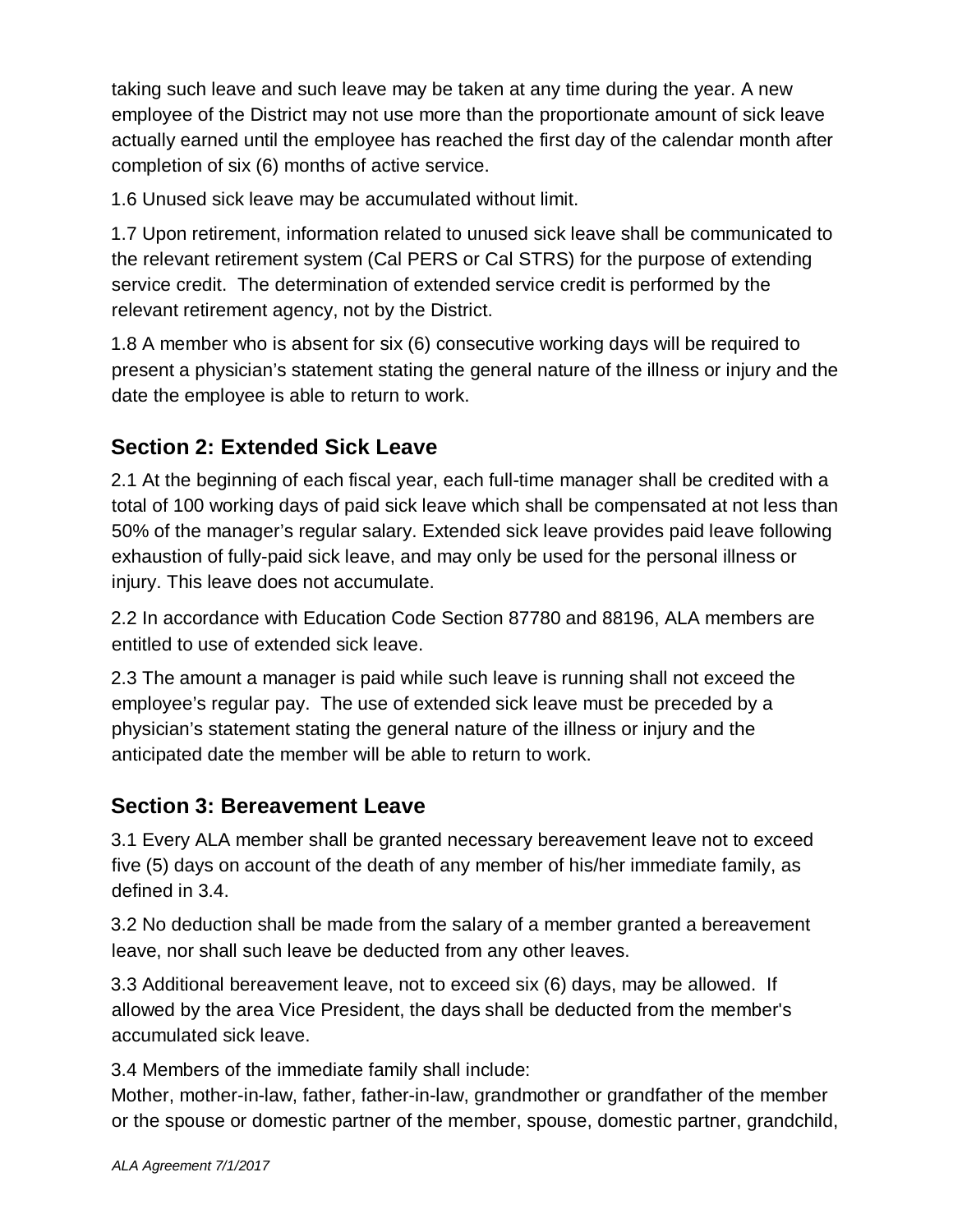taking such leave and such leave may be taken at any time during the year. A new employee of the District may not use more than the proportionate amount of sick leave actually earned until the employee has reached the first day of the calendar month after completion of six (6) months of active service.

1.6 Unused sick leave may be accumulated without limit.

1.7 Upon retirement, information related to unused sick leave shall be communicated to the relevant retirement system (Cal PERS or Cal STRS) for the purpose of extending service credit. The determination of extended service credit is performed by the relevant retirement agency, not by the District.

1.8 A member who is absent for six (6) consecutive working days will be required to present a physician's statement stating the general nature of the illness or injury and the date the employee is able to return to work.

## Section 2: Extended Sick Leave

2.1 At the beginning of each fiscal year, each full-time manager shall be credited with a total of 100 working days of paid sick leave which shall be compensated at not less than 50% of the manager's regular salary. Extended sick leave provides paid leave following exhaustion of fully-paid sick leave, and may only be used for the personal illness or injury. This leave does not accumulate.

2.2 In accordance with Education Code Section 87780 and 88196, ALA members are entitled to use of extended sick leave.

2.3 The amount a manager is paid while such leave is running shall not exceed the employee's regular pay. The use of extended sick leave must be preceded by a physician's statement stating the general nature of the illness or injury and the anticipated date the member will be able to return to work.

## Section 3: Bereavement Leave

3.1 Every ALA member shall be granted necessary bereavement leave not to exceed five (5) days on account of the death of any member of his/her immediate family, as defined in 3.4.

3.2 No deduction shall be made from the salary of a member granted a bereavement leave, nor shall such leave be deducted from any other leaves.

3.3 Additional bereavement leave, not to exceed six (6) days, may be allowed. If allowed by the area Vice President, the days shall be deducted from the member's accumulated sick leave.

3.4 Members of the immediate family shall include:
Mother, mother-in-law, father, father-in-law, grandmother or grandfather of the member or the spouse or domestic partner of the member, spouse, domestic partner, grandchild,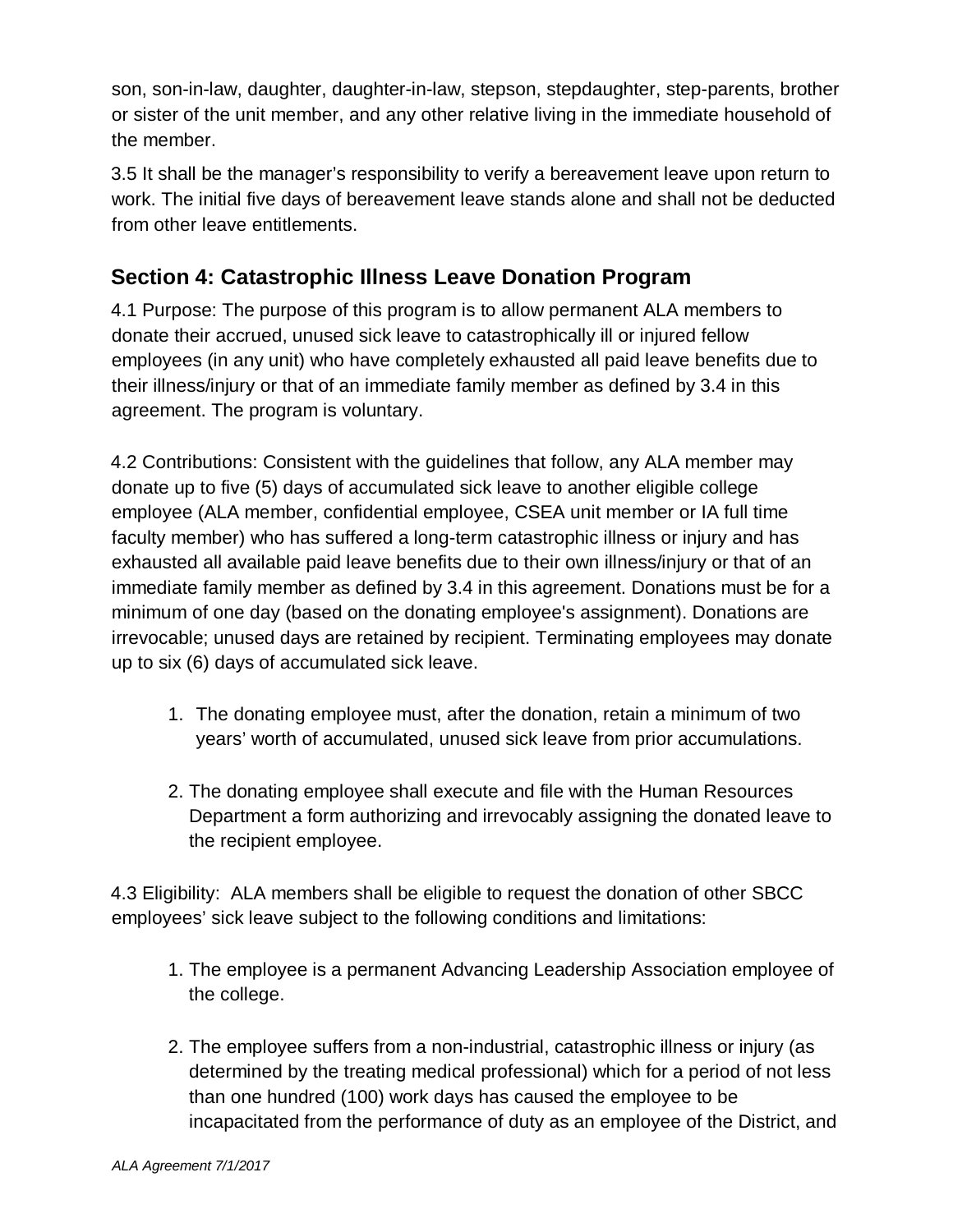son, son-in-law, daughter, daughter-in-law, stepson, stepdaughter, step-parents, brother or sister of the unit member, and any other relative living in the immediate household of the member.

3.5 It shall be the manager's responsibility to verify a bereavement leave upon return to work. The initial five days of bereavement leave stands alone and shall not be deducted from other leave entitlements.

## Section 4: Catastrophic Illness Leave Donation Program

4.1 Purpose: The purpose of this program is to allow permanent ALA members to donate their accrued, unused sick leave to catastrophically ill or injured fellow employees (in any unit) who have completely exhausted all paid leave benefits due to their illness/injury or that of an immediate family member as defined by 3.4 in this agreement. The program is voluntary.

4.2 Contributions: Consistent with the guidelines that follow, any ALA member may donate up to five (5) days of accumulated sick leave to another eligible college employee (ALA member, confidential employee, CSEA unit member or IA full time faculty member) who has suffered a long-term catastrophic illness or injury and has exhausted all available paid leave benefits due to their own illness/injury or that of an immediate family member as defined by 3.4 in this agreement. Donations must be for a minimum of one day (based on the donating employee's assignment). Donations are irrevocable; unused days are retained by recipient. Terminating employees may donate up to six (6) days of accumulated sick leave.

1. The donating employee must, after the donation, retain a minimum of two years' worth of accumulated, unused sick leave from prior accumulations.

2. The donating employee shall execute and file with the Human Resources Department a form authorizing and irrevocably assigning the donated leave to the recipient employee.

4.3 Eligibility: ALA members shall be eligible to request the donation of other SBCC employees' sick leave subject to the following conditions and limitations:

1. The employee is a permanent Advancing Leadership Association employee of the college.

2. The employee suffers from a non-industrial, catastrophic illness or injury (as determined by the treating medical professional) which for a period of not less than one hundred (100) work days has caused the employee to be incapacitated from the performance of duty as an employee of the District, and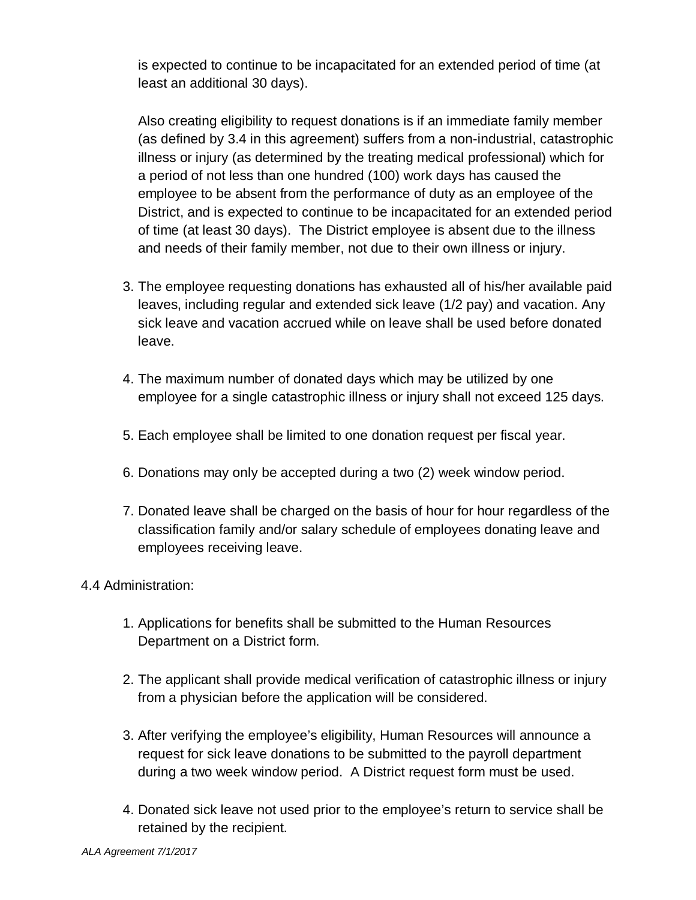is expected to continue to be incapacitated for an extended period of time (at least an additional 30 days).

Also creating eligibility to request donations is if an immediate family member (as defined by 3.4 in this agreement) suffers from a non-industrial, catastrophic illness or injury (as determined by the treating medical professional) which for a period of not less than one hundred (100) work days has caused the employee to be absent from the performance of duty as an employee of the District, and is expected to continue to be incapacitated for an extended period of time (at least 30 days). The District employee is absent due to the illness and needs of their family member, not due to their own illness or injury.

3. The employee requesting donations has exhausted all of his/her available paid leaves, including regular and extended sick leave (1/2 pay) and vacation. Any sick leave and vacation accrued while on leave shall be used before donated leave.

4. The maximum number of donated days which may be utilized by one employee for a single catastrophic illness or injury shall not exceed 125 days.

5. Each employee shall be limited to one donation request per fiscal year.

6. Donations may only be accepted during a two (2) week window period.

7. Donated leave shall be charged on the basis of hour for hour regardless of the classification family and/or salary schedule of employees donating leave and employees receiving leave.

4.4 Administration:

1. Applications for benefits shall be submitted to the Human Resources Department on a District form.

2. The applicant shall provide medical verification of catastrophic illness or injury from a physician before the application will be considered.

3. After verifying the employee's eligibility, Human Resources will announce a request for sick leave donations to be submitted to the payroll department during a two week window period. A District request form must be used.

4. Donated sick leave not used prior to the employee's return to service shall be retained by the recipient.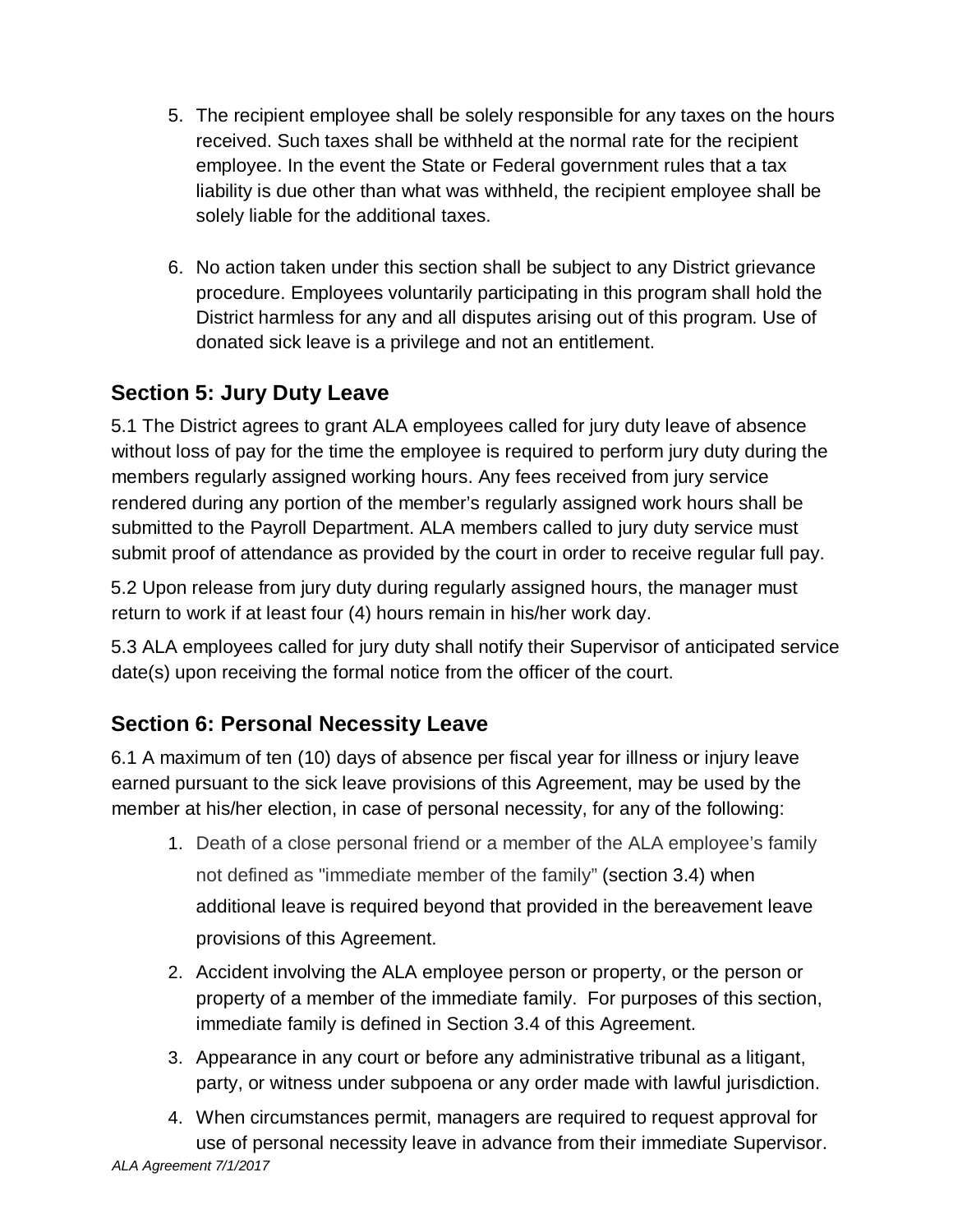5. The recipient employee shall be solely responsible for any taxes on the hours received. Such taxes shall be withheld at the normal rate for the recipient employee. In the event the State or Federal government rules that a tax liability is due other than what was withheld, the recipient employee shall be solely liable for the additional taxes.

6. No action taken under this section shall be subject to any District grievance procedure. Employees voluntarily participating in this program shall hold the District harmless for any and all disputes arising out of this program. Use of donated sick leave is a privilege and not an entitlement.

## Section 5: Jury Duty Leave

5.1 The District agrees to grant ALA employees called for jury duty leave of absence without loss of pay for the time the employee is required to perform jury duty during the members regularly assigned working hours. Any fees received from jury service rendered during any portion of the member's regularly assigned work hours shall be submitted to the Payroll Department. ALA members called to jury duty service must submit proof of attendance as provided by the court in order to receive regular full pay.

5.2 Upon release from jury duty during regularly assigned hours, the manager must return to work if at least four (4) hours remain in his/her work day.

5.3 ALA employees called for jury duty shall notify their Supervisor of anticipated service date(s) upon receiving the formal notice from the officer of the court.

## Section 6: Personal Necessity Leave

6.1 A maximum of ten (10) days of absence per fiscal year for illness or injury leave earned pursuant to the sick leave provisions of this Agreement, may be used by the member at his/her election, in case of personal necessity, for any of the following:

1. Death of a close personal friend or a member of the ALA employee's family not defined as "immediate member of the family" (section 3.4) when additional leave is required beyond that provided in the bereavement leave provisions of this Agreement.
2. Accident involving the ALA employee person or property, or the person or property of a member of the immediate family. For purposes of this section, immediate family is defined in Section 3.4 of this Agreement.
3. Appearance in any court or before any administrative tribunal as a litigant, party, or witness under subpoena or any order made with lawful jurisdiction.
4. When circumstances permit, managers are required to request approval for use of personal necessity leave in advance from their immediate Supervisor.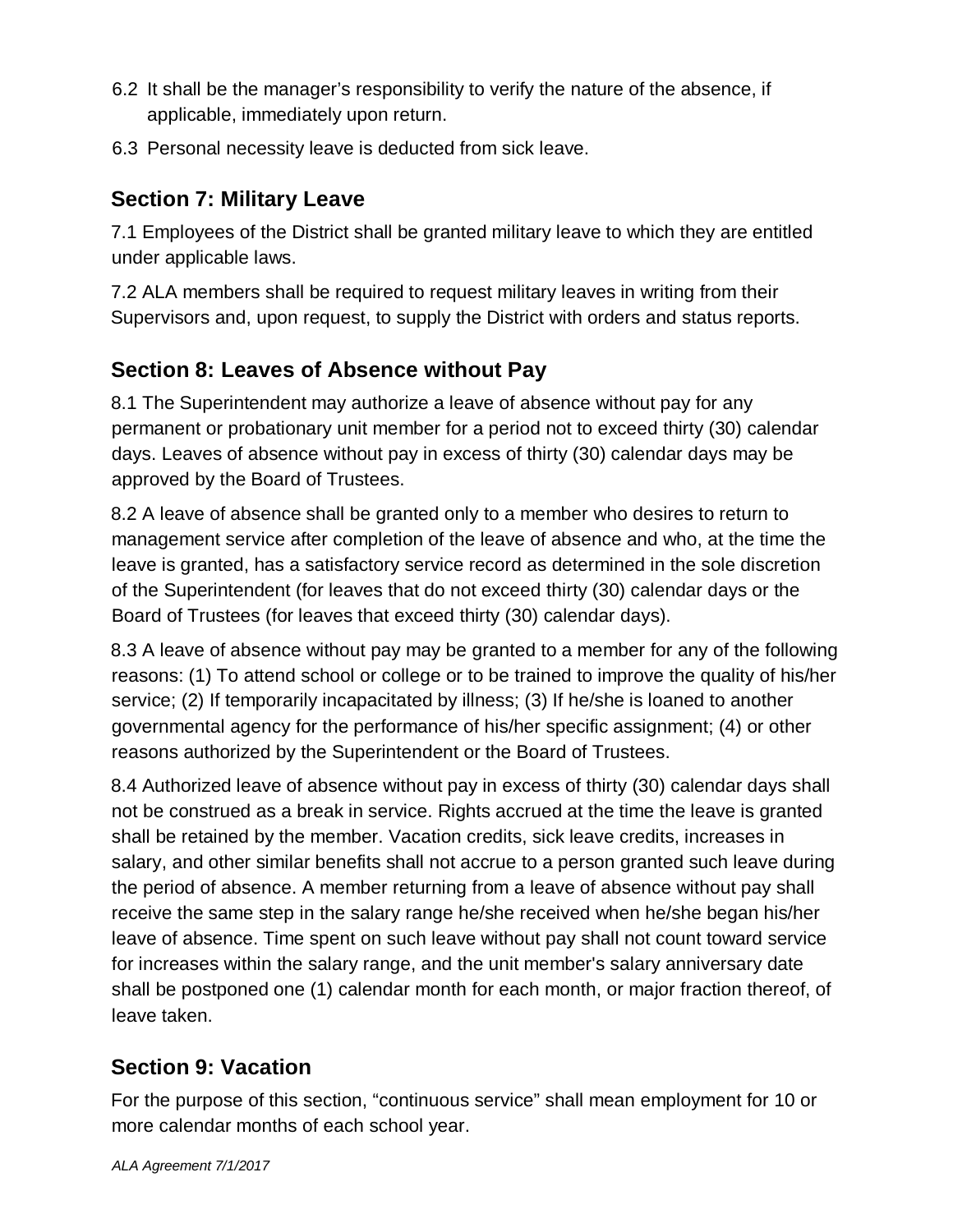6.2 It shall be the manager's responsibility to verify the nature of the absence, if applicable, immediately upon return.

6.3 Personal necessity leave is deducted from sick leave.

## Section 7: Military Leave

7.1 Employees of the District shall be granted military leave to which they are entitled under applicable laws.

7.2 ALA members shall be required to request military leaves in writing from their Supervisors and, upon request, to supply the District with orders and status reports.

## Section 8: Leaves of Absence without Pay

8.1 The Superintendent may authorize a leave of absence without pay for any permanent or probationary unit member for a period not to exceed thirty (30) calendar days. Leaves of absence without pay in excess of thirty (30) calendar days may be approved by the Board of Trustees.

8.2 A leave of absence shall be granted only to a member who desires to return to management service after completion of the leave of absence and who, at the time the leave is granted, has a satisfactory service record as determined in the sole discretion of the Superintendent (for leaves that do not exceed thirty (30) calendar days or the Board of Trustees (for leaves that exceed thirty (30) calendar days).

8.3 A leave of absence without pay may be granted to a member for any of the following reasons: (1) To attend school or college or to be trained to improve the quality of his/her service; (2) If temporarily incapacitated by illness; (3) If he/she is loaned to another governmental agency for the performance of his/her specific assignment; (4) or other reasons authorized by the Superintendent or the Board of Trustees.

8.4 Authorized leave of absence without pay in excess of thirty (30) calendar days shall not be construed as a break in service. Rights accrued at the time the leave is granted shall be retained by the member. Vacation credits, sick leave credits, increases in salary, and other similar benefits shall not accrue to a person granted such leave during the period of absence. A member returning from a leave of absence without pay shall receive the same step in the salary range he/she received when he/she began his/her leave of absence. Time spent on such leave without pay shall not count toward service for increases within the salary range, and the unit member's salary anniversary date shall be postponed one (1) calendar month for each month, or major fraction thereof, of leave taken.

## Section 9: Vacation

For the purpose of this section, "continuous service" shall mean employment for 10 or more calendar months of each school year.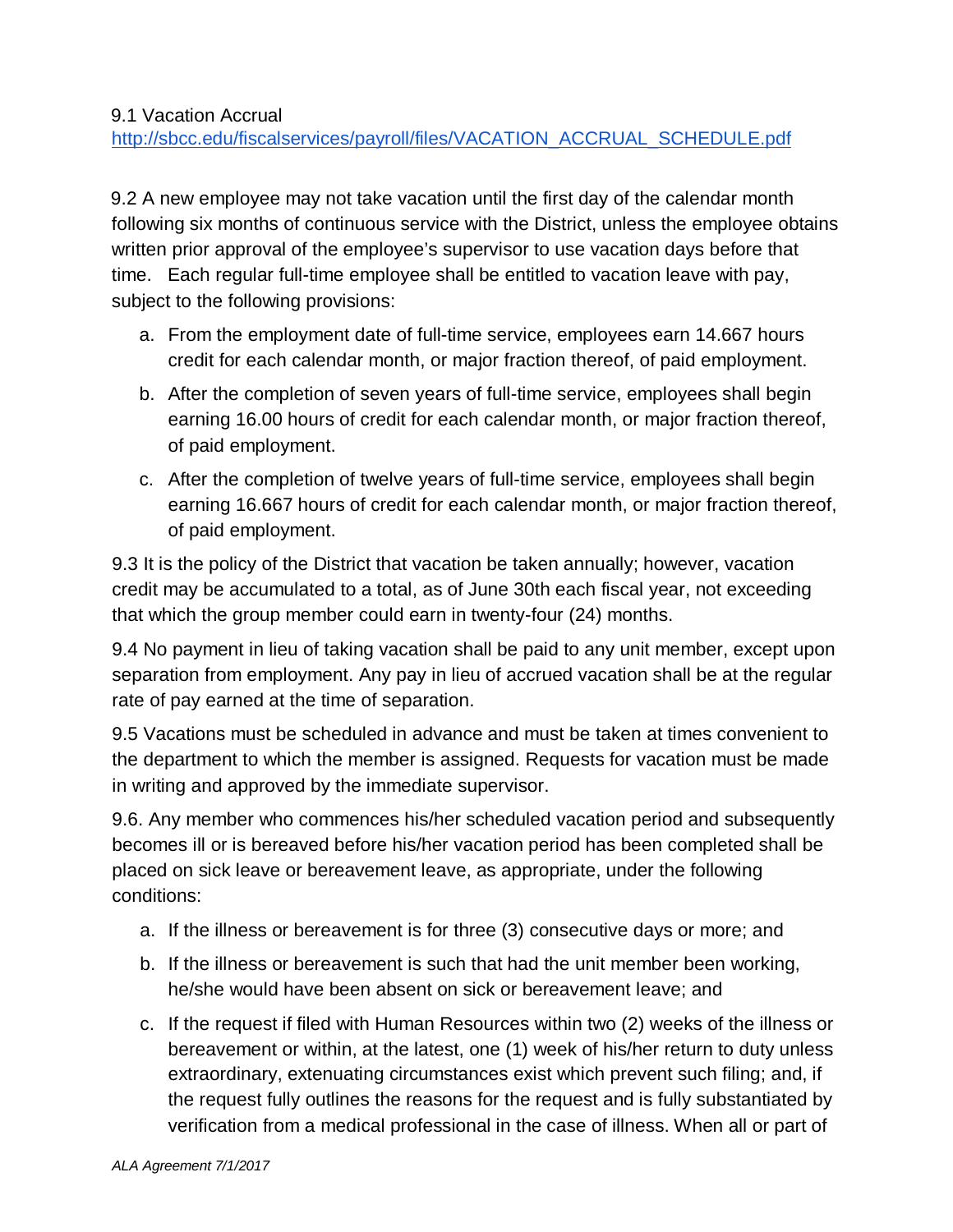9.1 Vacation Accrual
[http://sbcc.edu/fiscalservices/payroll/files/VACATION_ACCRUAL_SCHEDULE.pdf](http://sbcc.edu/fiscalservices/payroll/files/VACATION_ACCRUAL_SCHEDULE.pdf)

9.2 A new employee may not take vacation until the first day of the calendar month following six months of continuous service with the District, unless the employee obtains written prior approval of the employee's supervisor to use vacation days before that time. Each regular full-time employee shall be entitled to vacation leave with pay, subject to the following provisions:

a. From the employment date of full-time service, employees earn 14.667 hours credit for each calendar month, or major fraction thereof, of paid employment.

b. After the completion of seven years of full-time service, employees shall begin earning 16.00 hours of credit for each calendar month, or major fraction thereof, of paid employment.

c. After the completion of twelve years of full-time service, employees shall begin earning 16.667 hours of credit for each calendar month, or major fraction thereof, of paid employment.

9.3 It is the policy of the District that vacation be taken annually; however, vacation credit may be accumulated to a total, as of June 30th each fiscal year, not exceeding that which the group member could earn in twenty-four (24) months.

9.4 No payment in lieu of taking vacation shall be paid to any unit member, except upon separation from employment. Any pay in lieu of accrued vacation shall be at the regular rate of pay earned at the time of separation.

9.5 Vacations must be scheduled in advance and must be taken at times convenient to the department to which the member is assigned. Requests for vacation must be made in writing and approved by the immediate supervisor.

9.6. Any member who commences his/her scheduled vacation period and subsequently becomes ill or is bereaved before his/her vacation period has been completed shall be placed on sick leave or bereavement leave, as appropriate, under the following conditions:

a. If the illness or bereavement is for three (3) consecutive days or more; and

b. If the illness or bereavement is such that had the unit member been working, he/she would have been absent on sick or bereavement leave; and

c. If the request if filed with Human Resources within two (2) weeks of the illness or bereavement or within, at the latest, one (1) week of his/her return to duty unless extraordinary, extenuating circumstances exist which prevent such filing; and, if the request fully outlines the reasons for the request and is fully substantiated by verification from a medical professional in the case of illness. When all or part of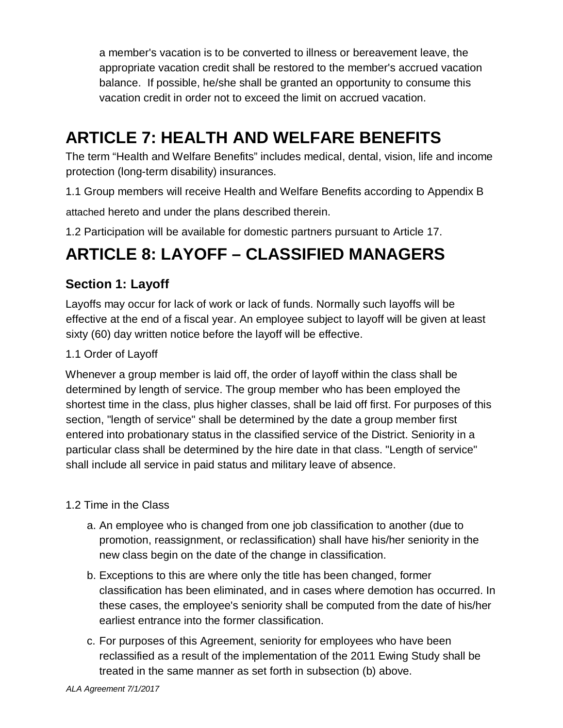a member's vacation is to be converted to illness or bereavement leave, the appropriate vacation credit shall be restored to the member's accrued vacation balance. If possible, he/she shall be granted an opportunity to consume this vacation credit in order not to exceed the limit on accrued vacation.

# ARTICLE 7: HEALTH AND WELFARE BENEFITS

The term "Health and Welfare Benefits" includes medical, dental, vision, life and income protection (long-term disability) insurances.

1.1 Group members will receive Health and Welfare Benefits according to Appendix B attached hereto and under the plans described therein.

1.2 Participation will be available for domestic partners pursuant to Article 17.

# ARTICLE 8: LAYOFF – CLASSIFIED MANAGERS

## Section 1: Layoff

Layoffs may occur for lack of work or lack of funds. Normally such layoffs will be effective at the end of a fiscal year. An employee subject to layoff will be given at least sixty (60) day written notice before the layoff will be effective.

1.1 Order of Layoff

Whenever a group member is laid off, the order of layoff within the class shall be determined by length of service. The group member who has been employed the shortest time in the class, plus higher classes, shall be laid off first. For purposes of this section, "length of service" shall be determined by the date a group member first entered into probationary status in the classified service of the District. Seniority in a particular class shall be determined by the hire date in that class. "Length of service" shall include all service in paid status and military leave of absence.

1.2 Time in the Class

a. An employee who is changed from one job classification to another (due to promotion, reassignment, or reclassification) shall have his/her seniority in the new class begin on the date of the change in classification.

b. Exceptions to this are where only the title has been changed, former classification has been eliminated, and in cases where demotion has occurred. In these cases, the employee's seniority shall be computed from the date of his/her earliest entrance into the former classification.

c. For purposes of this Agreement, seniority for employees who have been reclassified as a result of the implementation of the 2011 Ewing Study shall be treated in the same manner as set forth in subsection (b) above.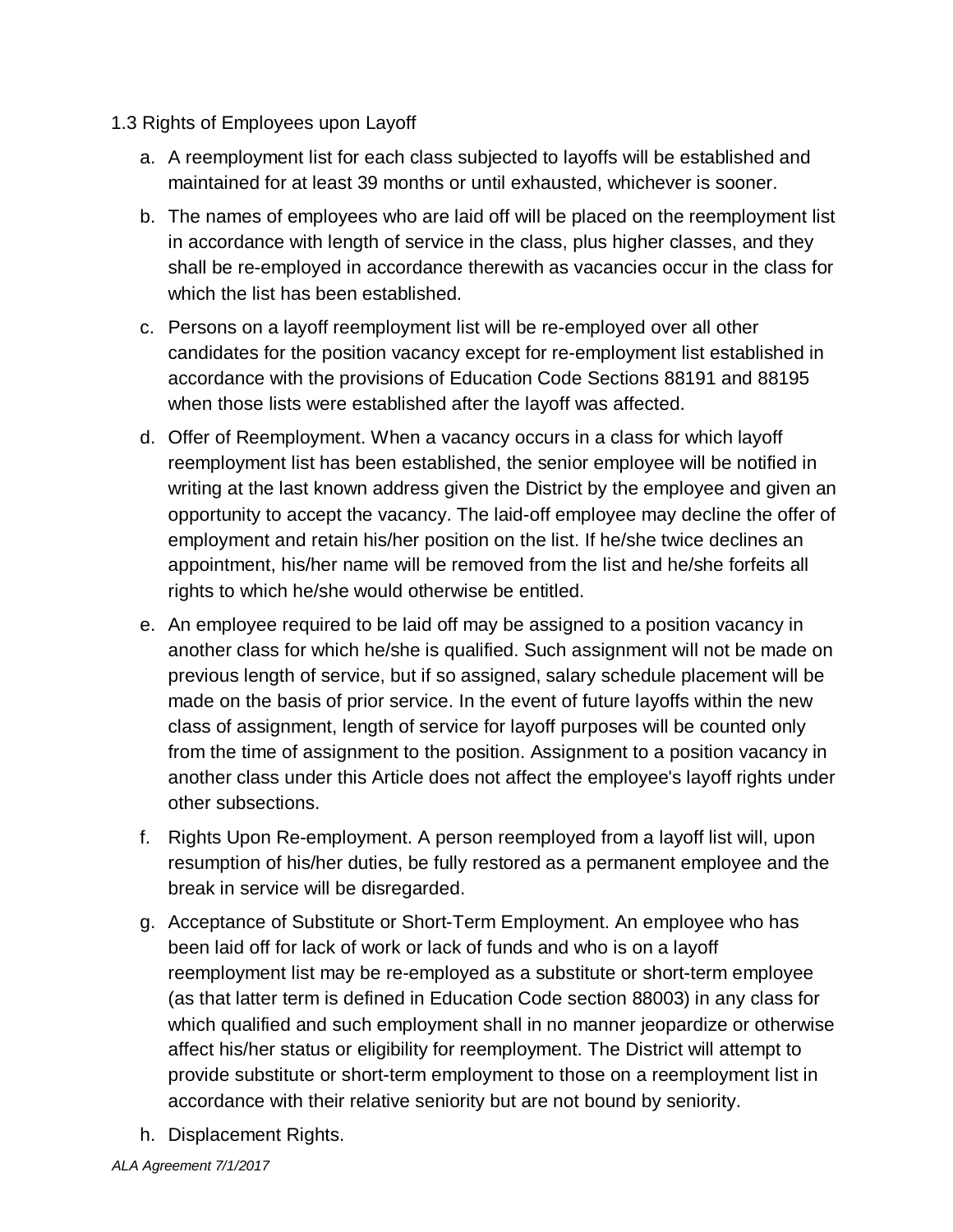1.3 Rights of Employees upon Layoff

a. A reemployment list for each class subjected to layoffs will be established and maintained for at least 39 months or until exhausted, whichever is sooner.

b. The names of employees who are laid off will be placed on the reemployment list in accordance with length of service in the class, plus higher classes, and they shall be re-employed in accordance therewith as vacancies occur in the class for which the list has been established.

c. Persons on a layoff reemployment list will be re-employed over all other candidates for the position vacancy except for re-employment list established in accordance with the provisions of Education Code Sections 88191 and 88195 when those lists were established after the layoff was affected.

d. Offer of Reemployment. When a vacancy occurs in a class for which layoff reemployment list has been established, the senior employee will be notified in writing at the last known address given the District by the employee and given an opportunity to accept the vacancy. The laid-off employee may decline the offer of employment and retain his/her position on the list. If he/she twice declines an appointment, his/her name will be removed from the list and he/she forfeits all rights to which he/she would otherwise be entitled.

e. An employee required to be laid off may be assigned to a position vacancy in another class for which he/she is qualified. Such assignment will not be made on previous length of service, but if so assigned, salary schedule placement will be made on the basis of prior service. In the event of future layoffs within the new class of assignment, length of service for layoff purposes will be counted only from the time of assignment to the position. Assignment to a position vacancy in another class under this Article does not affect the employee's layoff rights under other subsections.

f. Rights Upon Re-employment. A person reemployed from a layoff list will, upon resumption of his/her duties, be fully restored as a permanent employee and the break in service will be disregarded.

g. Acceptance of Substitute or Short-Term Employment. An employee who has been laid off for lack of work or lack of funds and who is on a layoff reemployment list may be re-employed as a substitute or short-term employee (as that latter term is defined in Education Code section 88003) in any class for which qualified and such employment shall in no manner jeopardize or otherwise affect his/her status or eligibility for reemployment. The District will attempt to provide substitute or short-term employment to those on a reemployment list in accordance with their relative seniority but are not bound by seniority.

h. Displacement Rights.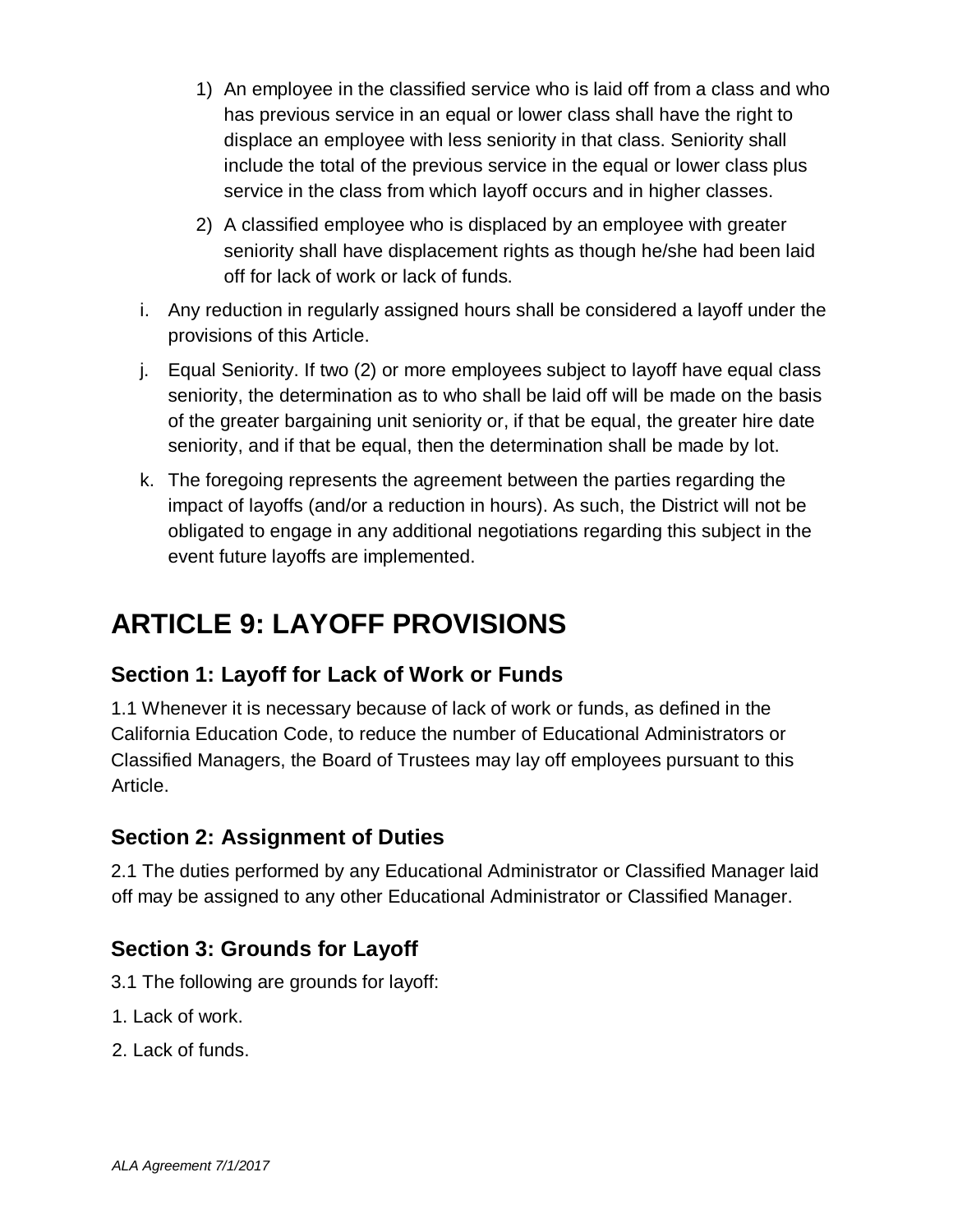1) An employee in the classified service who is laid off from a class and who has previous service in an equal or lower class shall have the right to displace an employee with less seniority in that class. Seniority shall include the total of the previous service in the equal or lower class plus service in the class from which layoff occurs and in higher classes.

2) A classified employee who is displaced by an employee with greater seniority shall have displacement rights as though he/she had been laid off for lack of work or lack of funds.

i. Any reduction in regularly assigned hours shall be considered a layoff under the provisions of this Article.

j. Equal Seniority. If two (2) or more employees subject to layoff have equal class seniority, the determination as to who shall be laid off will be made on the basis of the greater bargaining unit seniority or, if that be equal, the greater hire date seniority, and if that be equal, then the determination shall be made by lot.

k. The foregoing represents the agreement between the parties regarding the impact of layoffs (and/or a reduction in hours). As such, the District will not be obligated to engage in any additional negotiations regarding this subject in the event future layoffs are implemented.

# ARTICLE 9: LAYOFF PROVISIONS

## Section 1: Layoff for Lack of Work or Funds

1.1 Whenever it is necessary because of lack of work or funds, as defined in the California Education Code, to reduce the number of Educational Administrators or Classified Managers, the Board of Trustees may lay off employees pursuant to this Article.

## Section 2: Assignment of Duties

2.1 The duties performed by any Educational Administrator or Classified Manager laid off may be assigned to any other Educational Administrator or Classified Manager.

## Section 3: Grounds for Layoff

3.1 The following are grounds for layoff:

1. Lack of work.
2. Lack of funds.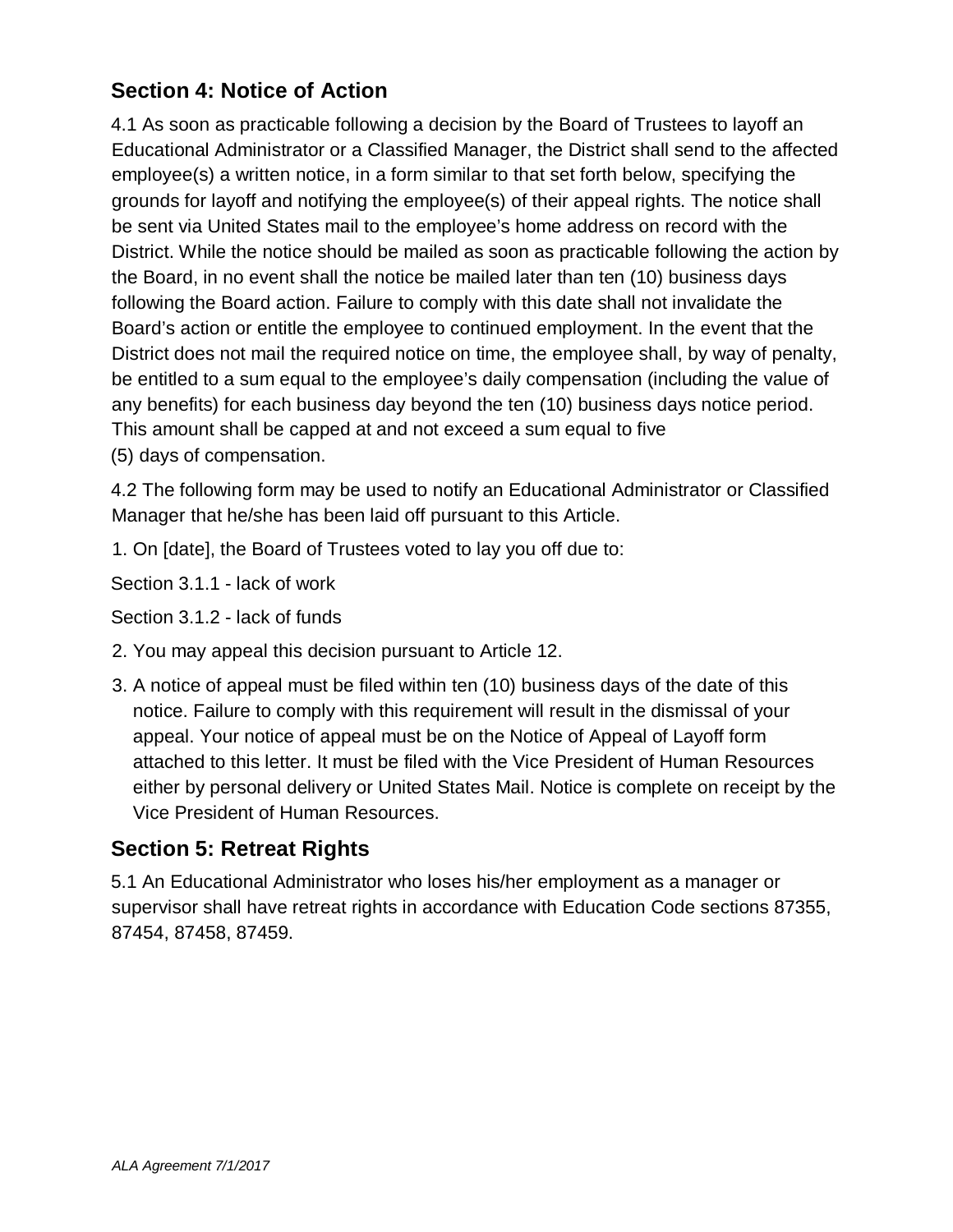## Section 4: Notice of Action

4.1 As soon as practicable following a decision by the Board of Trustees to layoff an Educational Administrator or a Classified Manager, the District shall send to the affected employee(s) a written notice, in a form similar to that set forth below, specifying the grounds for layoff and notifying the employee(s) of their appeal rights. The notice shall be sent via United States mail to the employee's home address on record with the District. While the notice should be mailed as soon as practicable following the action by the Board, in no event shall the notice be mailed later than ten (10) business days following the Board action. Failure to comply with this date shall not invalidate the Board's action or entitle the employee to continued employment. In the event that the District does not mail the required notice on time, the employee shall, by way of penalty, be entitled to a sum equal to the employee's daily compensation (including the value of any benefits) for each business day beyond the ten (10) business days notice period. This amount shall be capped at and not exceed a sum equal to five (5) days of compensation.

4.2 The following form may be used to notify an Educational Administrator or Classified Manager that he/she has been laid off pursuant to this Article.

1. On [date], the Board of Trustees voted to lay you off due to:

Section 3.1.1 - lack of work

Section 3.1.2 - lack of funds

2. You may appeal this decision pursuant to Article 12.
3. A notice of appeal must be filed within ten (10) business days of the date of this notice. Failure to comply with this requirement will result in the dismissal of your appeal. Your notice of appeal must be on the Notice of Appeal of Layoff form attached to this letter. It must be filed with the Vice President of Human Resources either by personal delivery or United States Mail. Notice is complete on receipt by the Vice President of Human Resources.

## Section 5: Retreat Rights

5.1 An Educational Administrator who loses his/her employment as a manager or supervisor shall have retreat rights in accordance with Education Code sections 87355, 87454, 87458, 87459.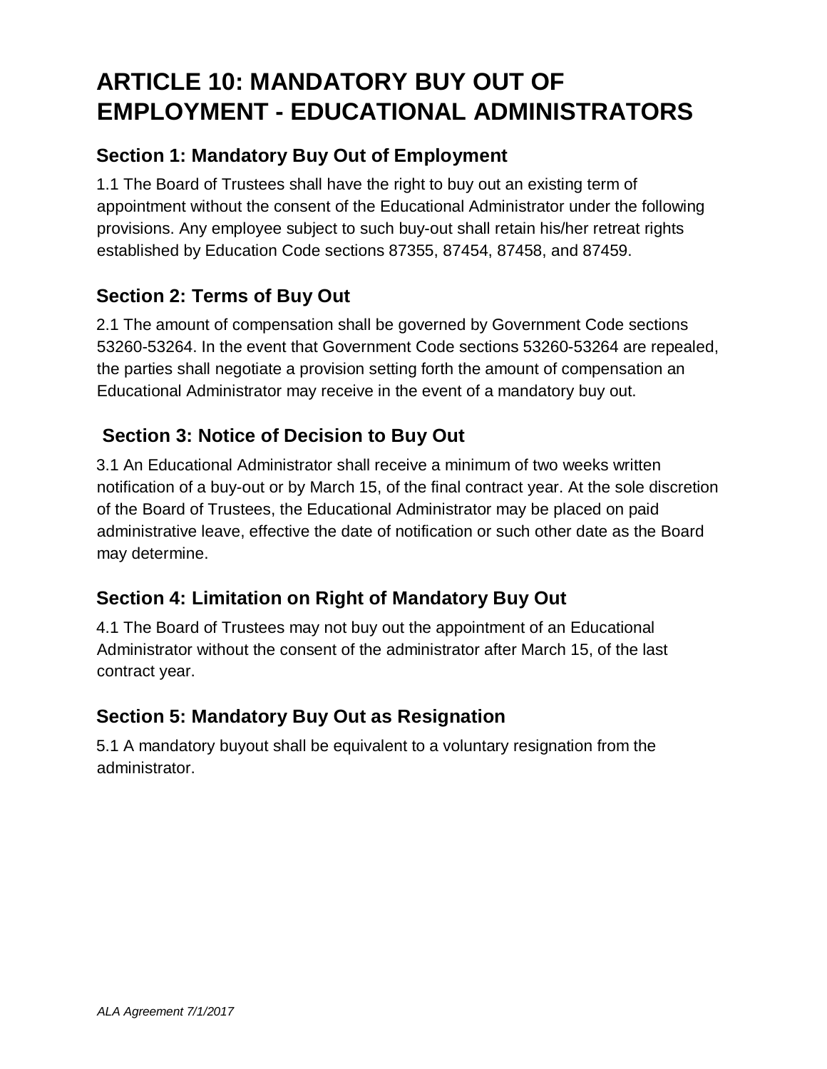# ARTICLE 10: MANDATORY BUY OUT OF EMPLOYMENT - EDUCATIONAL ADMINISTRATORS

## Section 1: Mandatory Buy Out of Employment

1.1 The Board of Trustees shall have the right to buy out an existing term of appointment without the consent of the Educational Administrator under the following provisions. Any employee subject to such buy-out shall retain his/her retreat rights established by Education Code sections 87355, 87454, 87458, and 87459.

## Section 2: Terms of Buy Out

2.1 The amount of compensation shall be governed by Government Code sections 53260-53264. In the event that Government Code sections 53260-53264 are repealed, the parties shall negotiate a provision setting forth the amount of compensation an Educational Administrator may receive in the event of a mandatory buy out.

## Section 3: Notice of Decision to Buy Out

3.1 An Educational Administrator shall receive a minimum of two weeks written notification of a buy-out or by March 15, of the final contract year. At the sole discretion of the Board of Trustees, the Educational Administrator may be placed on paid administrative leave, effective the date of notification or such other date as the Board may determine.

## Section 4: Limitation on Right of Mandatory Buy Out

4.1 The Board of Trustees may not buy out the appointment of an Educational Administrator without the consent of the administrator after March 15, of the last contract year.

## Section 5: Mandatory Buy Out as Resignation

5.1 A mandatory buyout shall be equivalent to a voluntary resignation from the administrator.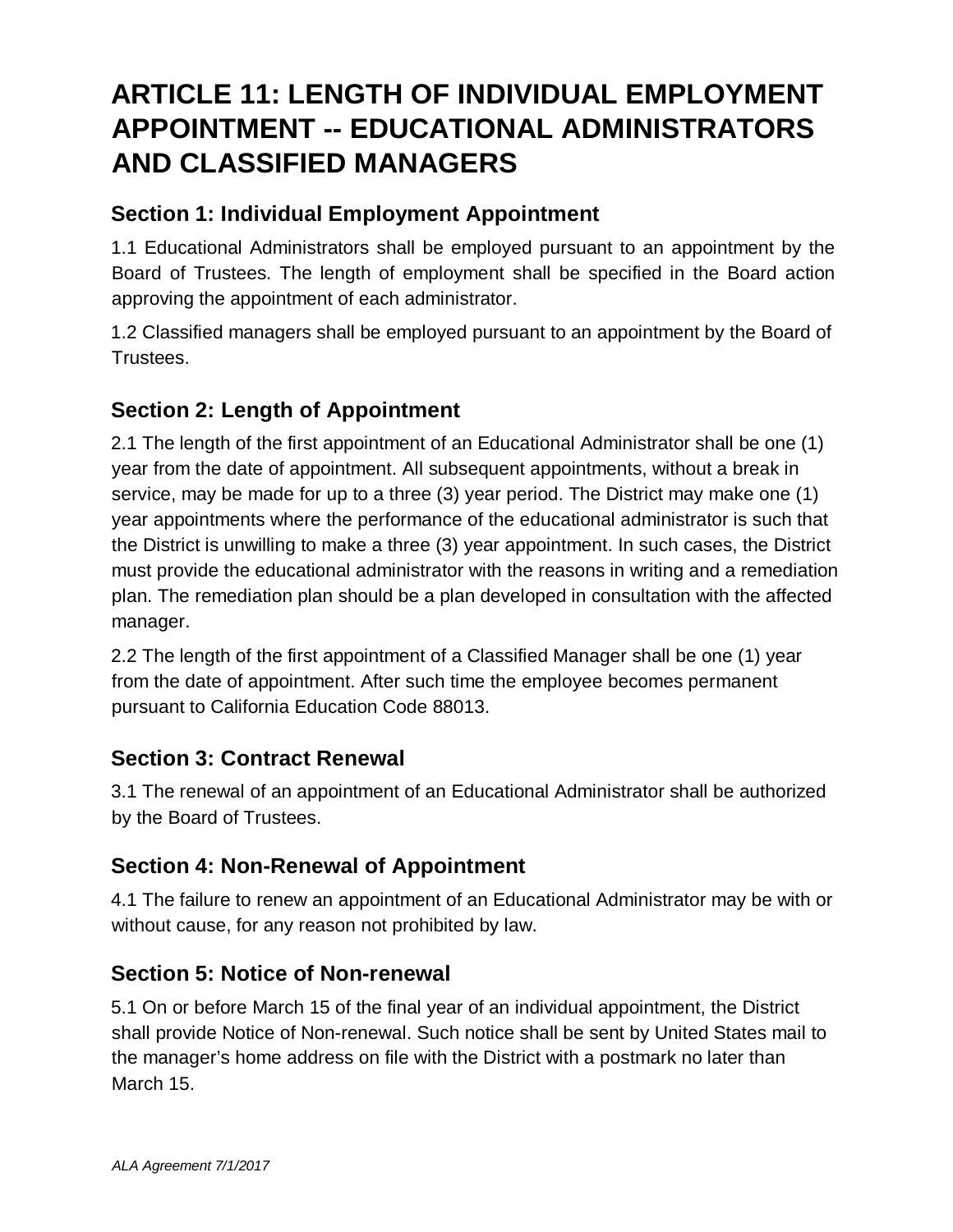# ARTICLE 11: LENGTH OF INDIVIDUAL EMPLOYMENT APPOINTMENT -- EDUCATIONAL ADMINISTRATORS AND CLASSIFIED MANAGERS

## Section 1: Individual Employment Appointment

1.1 Educational Administrators shall be employed pursuant to an appointment by the Board of Trustees. The length of employment shall be specified in the Board action approving the appointment of each administrator.

1.2 Classified managers shall be employed pursuant to an appointment by the Board of Trustees.

## Section 2: Length of Appointment

2.1 The length of the first appointment of an Educational Administrator shall be one (1) year from the date of appointment. All subsequent appointments, without a break in service, may be made for up to a three (3) year period. The District may make one (1) year appointments where the performance of the educational administrator is such that the District is unwilling to make a three (3) year appointment. In such cases, the District must provide the educational administrator with the reasons in writing and a remediation plan. The remediation plan should be a plan developed in consultation with the affected manager.

2.2 The length of the first appointment of a Classified Manager shall be one (1) year from the date of appointment. After such time the employee becomes permanent pursuant to California Education Code 88013.

## Section 3: Contract Renewal

3.1 The renewal of an appointment of an Educational Administrator shall be authorized by the Board of Trustees.

## Section 4: Non-Renewal of Appointment

4.1 The failure to renew an appointment of an Educational Administrator may be with or without cause, for any reason not prohibited by law.

## Section 5: Notice of Non-renewal

5.1 On or before March 15 of the final year of an individual appointment, the District shall provide Notice of Non-renewal. Such notice shall be sent by United States mail to the manager's home address on file with the District with a postmark no later than March 15.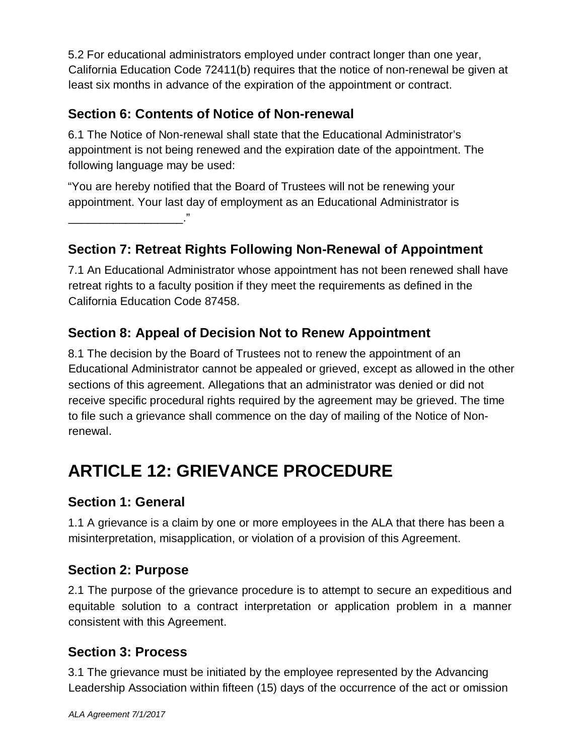5.2 For educational administrators employed under contract longer than one year, California Education Code 72411(b) requires that the notice of non-renewal be given at least six months in advance of the expiration of the appointment or contract.

### Section 6: Contents of Notice of Non-renewal

6.1 The Notice of Non-renewal shall state that the Educational Administrator's appointment is not being renewed and the expiration date of the appointment. The following language may be used:

"You are hereby notified that the Board of Trustees will not be renewing your appointment. Your last day of employment as an Educational Administrator is __________________."

### Section 7: Retreat Rights Following Non-Renewal of Appointment

7.1 An Educational Administrator whose appointment has not been renewed shall have retreat rights to a faculty position if they meet the requirements as defined in the California Education Code 87458.

### Section 8: Appeal of Decision Not to Renew Appointment

8.1 The decision by the Board of Trustees not to renew the appointment of an Educational Administrator cannot be appealed or grieved, except as allowed in the other sections of this agreement. Allegations that an administrator was denied or did not receive specific procedural rights required by the agreement may be grieved. The time to file such a grievance shall commence on the day of mailing of the Notice of Non-renewal.

# ARTICLE 12: GRIEVANCE PROCEDURE

### Section 1: General

1.1 A grievance is a claim by one or more employees in the ALA that there has been a misinterpretation, misapplication, or violation of a provision of this Agreement.

### Section 2: Purpose

2.1 The purpose of the grievance procedure is to attempt to secure an expeditious and equitable solution to a contract interpretation or application problem in a manner consistent with this Agreement.

### Section 3: Process

3.1 The grievance must be initiated by the employee represented by the Advancing Leadership Association within fifteen (15) days of the occurrence of the act or omission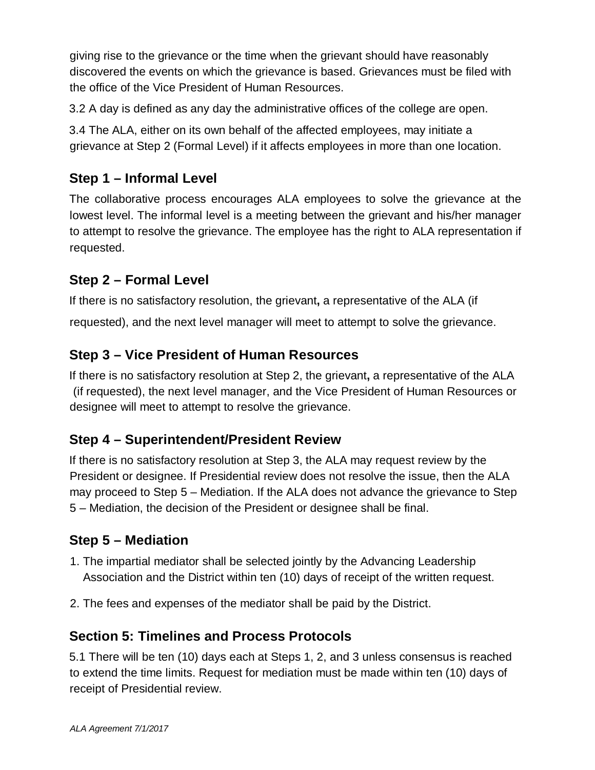giving rise to the grievance or the time when the grievant should have reasonably discovered the events on which the grievance is based. Grievances must be filed with the office of the Vice President of Human Resources.

3.2 A day is defined as any day the administrative offices of the college are open.

3.4 The ALA, either on its own behalf of the affected employees, may initiate a grievance at Step 2 (Formal Level) if it affects employees in more than one location.

## Step 1 – Informal Level

The collaborative process encourages ALA employees to solve the grievance at the lowest level. The informal level is a meeting between the grievant and his/her manager to attempt to resolve the grievance. The employee has the right to ALA representation if requested.

## Step 2 – Formal Level

If there is no satisfactory resolution, the grievant**,** a representative of the ALA (if requested), and the next level manager will meet to attempt to solve the grievance.

## Step 3 – Vice President of Human Resources

If there is no satisfactory resolution at Step 2, the grievant**,** a representative of the ALA (if requested), the next level manager, and the Vice President of Human Resources or designee will meet to attempt to resolve the grievance.

## Step 4 – Superintendent/President Review

If there is no satisfactory resolution at Step 3, the ALA may request review by the President or designee. If Presidential review does not resolve the issue, then the ALA may proceed to Step 5 – Mediation. If the ALA does not advance the grievance to Step 5 – Mediation, the decision of the President or designee shall be final.

## Step 5 – Mediation

1. The impartial mediator shall be selected jointly by the Advancing Leadership Association and the District within ten (10) days of receipt of the written request.
2. The fees and expenses of the mediator shall be paid by the District.

## Section 5: Timelines and Process Protocols

5.1 There will be ten (10) days each at Steps 1, 2, and 3 unless consensus is reached to extend the time limits. Request for mediation must be made within ten (10) days of receipt of Presidential review.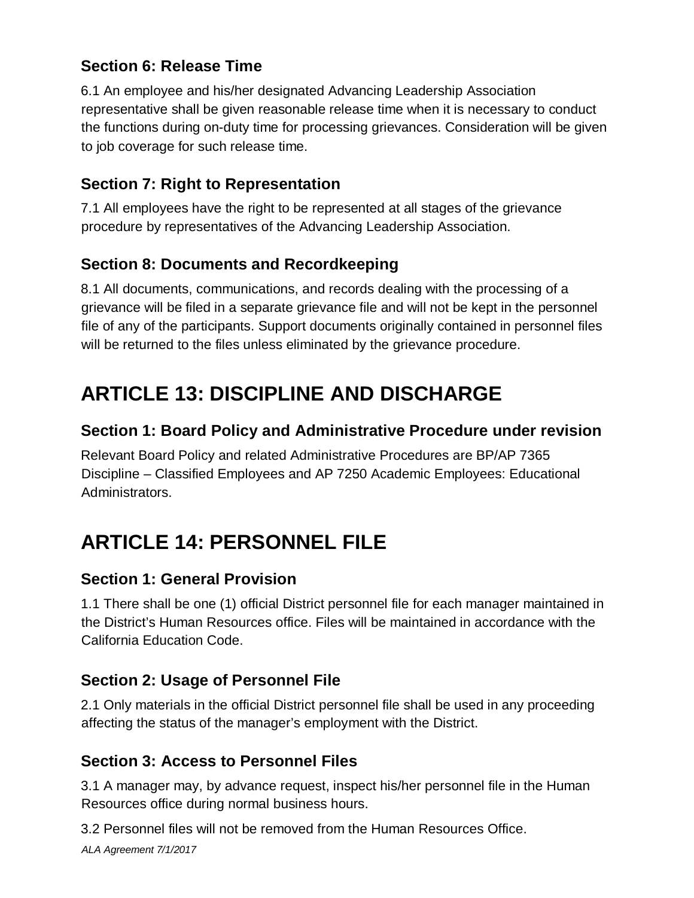### Section 6: Release Time

6.1 An employee and his/her designated Advancing Leadership Association representative shall be given reasonable release time when it is necessary to conduct the functions during on-duty time for processing grievances. Consideration will be given to job coverage for such release time.

### Section 7: Right to Representation

7.1 All employees have the right to be represented at all stages of the grievance procedure by representatives of the Advancing Leadership Association.

### Section 8: Documents and Recordkeeping

8.1 All documents, communications, and records dealing with the processing of a grievance will be filed in a separate grievance file and will not be kept in the personnel file of any of the participants. Support documents originally contained in personnel files will be returned to the files unless eliminated by the grievance procedure.

# ARTICLE 13: DISCIPLINE AND DISCHARGE

### Section 1: Board Policy and Administrative Procedure under revision

Relevant Board Policy and related Administrative Procedures are BP/AP 7365 Discipline – Classified Employees and AP 7250 Academic Employees: Educational Administrators.

# ARTICLE 14: PERSONNEL FILE

### Section 1: General Provision

1.1 There shall be one (1) official District personnel file for each manager maintained in the District's Human Resources office. Files will be maintained in accordance with the California Education Code.

### Section 2: Usage of Personnel File

2.1 Only materials in the official District personnel file shall be used in any proceeding affecting the status of the manager's employment with the District.

### Section 3: Access to Personnel Files

3.1 A manager may, by advance request, inspect his/her personnel file in the Human Resources office during normal business hours.

3.2 Personnel files will not be removed from the Human Resources Office.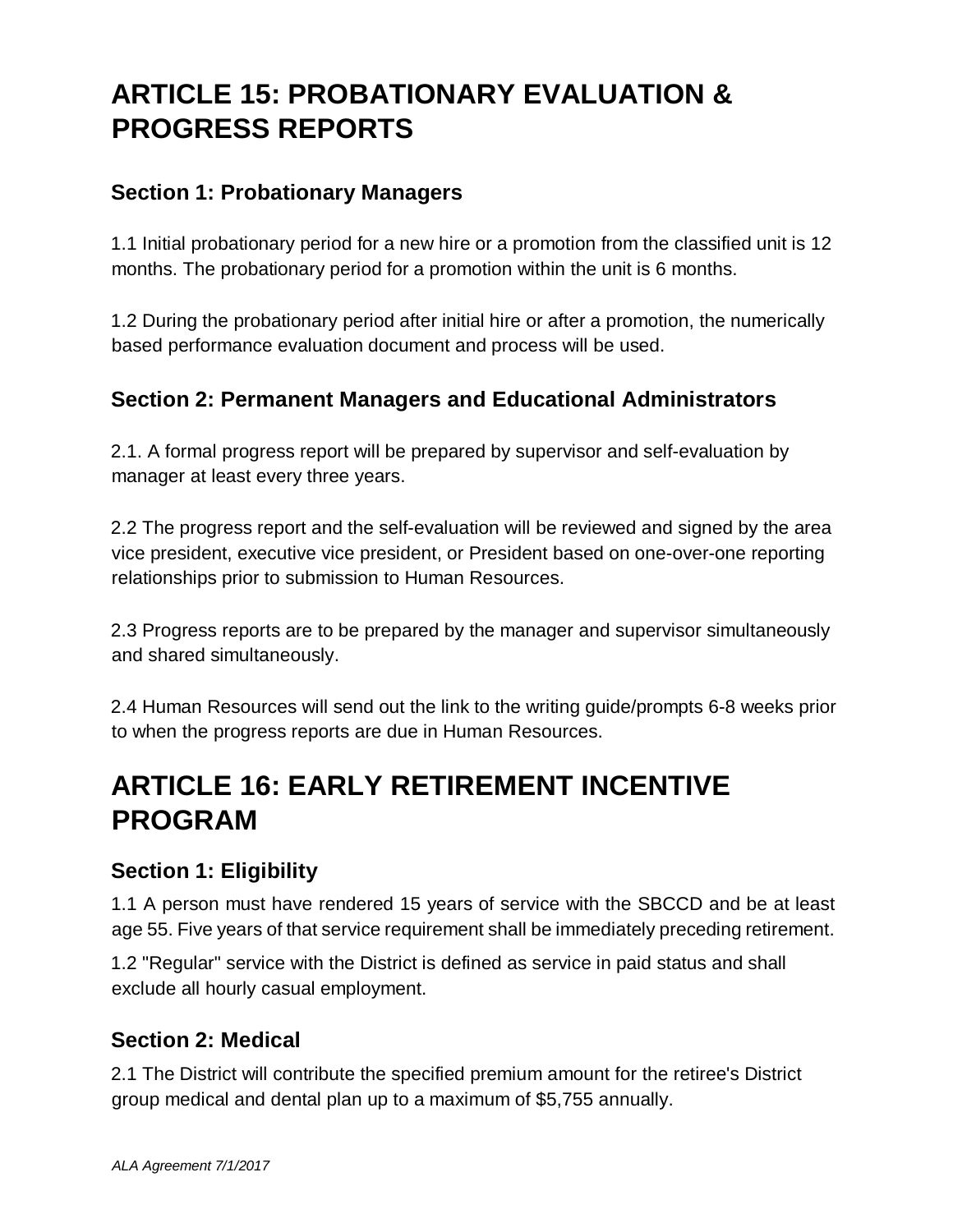# ARTICLE 15: PROBATIONARY EVALUATION & PROGRESS REPORTS

## Section 1: Probationary Managers

1.1 Initial probationary period for a new hire or a promotion from the classified unit is 12 months. The probationary period for a promotion within the unit is 6 months.

1.2 During the probationary period after initial hire or after a promotion, the numerically based performance evaluation document and process will be used.

## Section 2: Permanent Managers and Educational Administrators

2.1. A formal progress report will be prepared by supervisor and self-evaluation by manager at least every three years.

2.2 The progress report and the self-evaluation will be reviewed and signed by the area vice president, executive vice president, or President based on one-over-one reporting relationships prior to submission to Human Resources.

2.3 Progress reports are to be prepared by the manager and supervisor simultaneously and shared simultaneously.

2.4 Human Resources will send out the link to the writing guide/prompts 6-8 weeks prior to when the progress reports are due in Human Resources.

# ARTICLE 16: EARLY RETIREMENT INCENTIVE PROGRAM

## Section 1: Eligibility

1.1 A person must have rendered 15 years of service with the SBCCD and be at least age 55. Five years of that service requirement shall be immediately preceding retirement.

1.2 "Regular" service with the District is defined as service in paid status and shall exclude all hourly casual employment.

## Section 2: Medical

2.1 The District will contribute the specified premium amount for the retiree's District group medical and dental plan up to a maximum of $5,755 annually.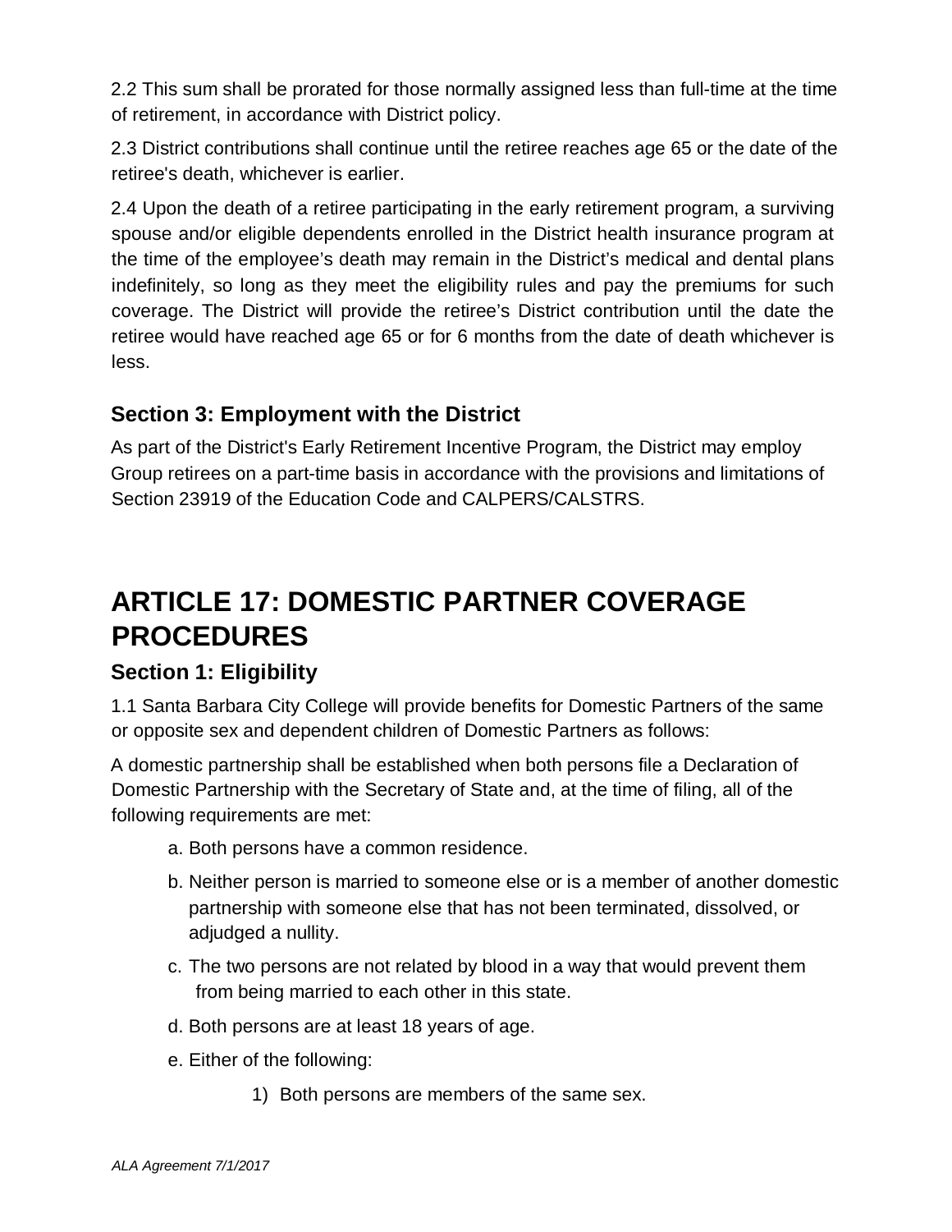2.2 This sum shall be prorated for those normally assigned less than full-time at the time of retirement, in accordance with District policy.

2.3 District contributions shall continue until the retiree reaches age 65 or the date of the retiree's death, whichever is earlier.

2.4 Upon the death of a retiree participating in the early retirement program, a surviving spouse and/or eligible dependents enrolled in the District health insurance program at the time of the employee's death may remain in the District's medical and dental plans indefinitely, so long as they meet the eligibility rules and pay the premiums for such coverage. The District will provide the retiree's District contribution until the date the retiree would have reached age 65 or for 6 months from the date of death whichever is less.

### Section 3: Employment with the District

As part of the District's Early Retirement Incentive Program, the District may employ Group retirees on a part-time basis in accordance with the provisions and limitations of Section 23919 of the Education Code and CALPERS/CALSTRS.

# ARTICLE 17: DOMESTIC PARTNER COVERAGE PROCEDURES

### Section 1: Eligibility

1.1 Santa Barbara City College will provide benefits for Domestic Partners of the same or opposite sex and dependent children of Domestic Partners as follows:

A domestic partnership shall be established when both persons file a Declaration of Domestic Partnership with the Secretary of State and, at the time of filing, all of the following requirements are met:

a. Both persons have a common residence.

b. Neither person is married to someone else or is a member of another domestic partnership with someone else that has not been terminated, dissolved, or adjudged a nullity.

c. The two persons are not related by blood in a way that would prevent them from being married to each other in this state.

d. Both persons are at least 18 years of age.

e. Either of the following:

1) Both persons are members of the same sex.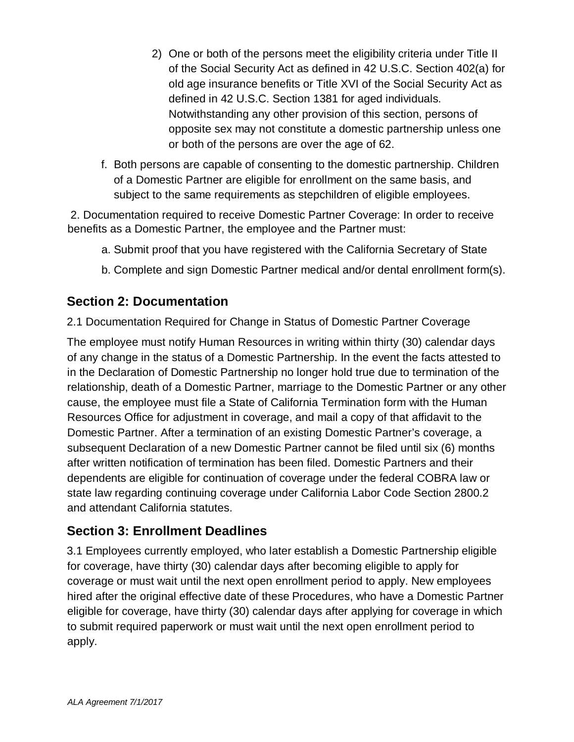2) One or both of the persons meet the eligibility criteria under Title II of the Social Security Act as defined in 42 U.S.C. Section 402(a) for old age insurance benefits or Title XVI of the Social Security Act as defined in 42 U.S.C. Section 1381 for aged individuals. Notwithstanding any other provision of this section, persons of opposite sex may not constitute a domestic partnership unless one or both of the persons are over the age of 62.

f. Both persons are capable of consenting to the domestic partnership. Children of a Domestic Partner are eligible for enrollment on the same basis, and subject to the same requirements as stepchildren of eligible employees.

2. Documentation required to receive Domestic Partner Coverage: In order to receive benefits as a Domestic Partner, the employee and the Partner must:

a. Submit proof that you have registered with the California Secretary of State

b. Complete and sign Domestic Partner medical and/or dental enrollment form(s).

## Section 2: Documentation

2.1 Documentation Required for Change in Status of Domestic Partner Coverage

The employee must notify Human Resources in writing within thirty (30) calendar days of any change in the status of a Domestic Partnership. In the event the facts attested to in the Declaration of Domestic Partnership no longer hold true due to termination of the relationship, death of a Domestic Partner, marriage to the Domestic Partner or any other cause, the employee must file a State of California Termination form with the Human Resources Office for adjustment in coverage, and mail a copy of that affidavit to the Domestic Partner. After a termination of an existing Domestic Partner's coverage, a subsequent Declaration of a new Domestic Partner cannot be filed until six (6) months after written notification of termination has been filed. Domestic Partners and their dependents are eligible for continuation of coverage under the federal COBRA law or state law regarding continuing coverage under California Labor Code Section 2800.2 and attendant California statutes.

## Section 3: Enrollment Deadlines

3.1 Employees currently employed, who later establish a Domestic Partnership eligible for coverage, have thirty (30) calendar days after becoming eligible to apply for coverage or must wait until the next open enrollment period to apply. New employees hired after the original effective date of these Procedures, who have a Domestic Partner eligible for coverage, have thirty (30) calendar days after applying for coverage in which to submit required paperwork or must wait until the next open enrollment period to apply.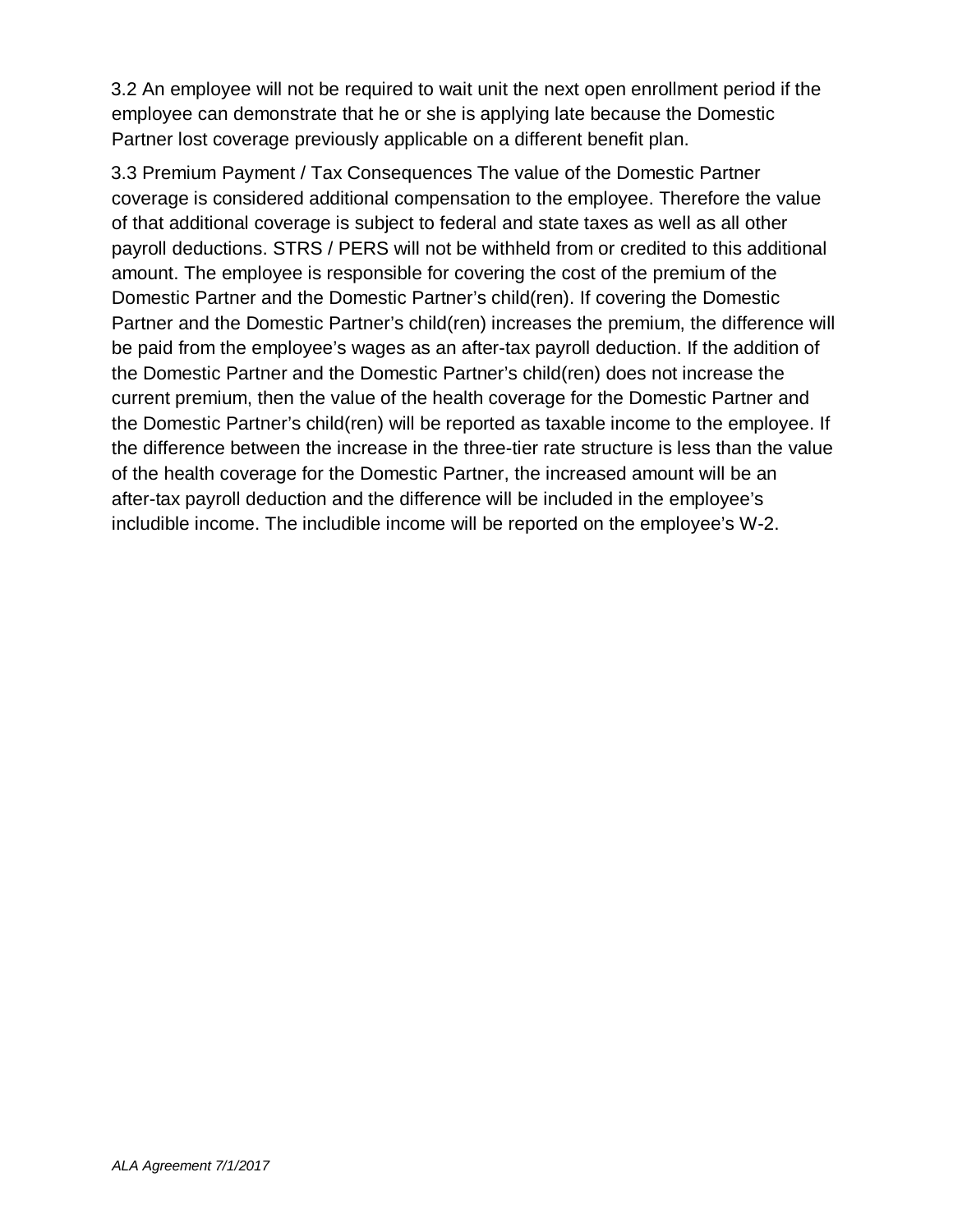3.2 An employee will not be required to wait unit the next open enrollment period if the employee can demonstrate that he or she is applying late because the Domestic Partner lost coverage previously applicable on a different benefit plan.

3.3 Premium Payment / Tax Consequences The value of the Domestic Partner coverage is considered additional compensation to the employee. Therefore the value of that additional coverage is subject to federal and state taxes as well as all other payroll deductions. STRS / PERS will not be withheld from or credited to this additional amount. The employee is responsible for covering the cost of the premium of the Domestic Partner and the Domestic Partner's child(ren). If covering the Domestic Partner and the Domestic Partner's child(ren) increases the premium, the difference will be paid from the employee's wages as an after-tax payroll deduction. If the addition of the Domestic Partner and the Domestic Partner's child(ren) does not increase the current premium, then the value of the health coverage for the Domestic Partner and the Domestic Partner's child(ren) will be reported as taxable income to the employee. If the difference between the increase in the three-tier rate structure is less than the value of the health coverage for the Domestic Partner, the increased amount will be an after-tax payroll deduction and the difference will be included in the employee's includible income. The includible income will be reported on the employee's W-2.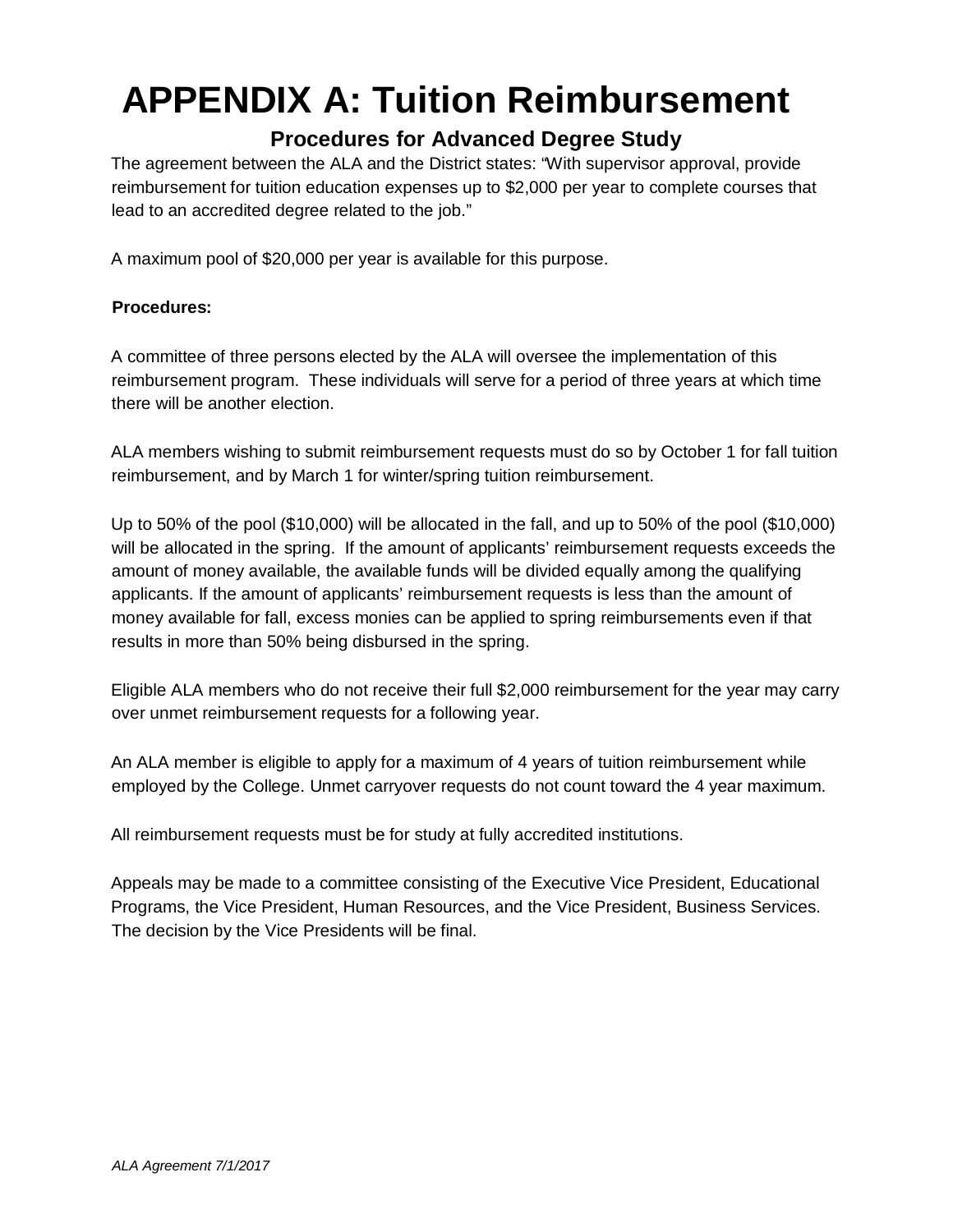# APPENDIX A: Tuition Reimbursement

## Procedures for Advanced Degree Study

The agreement between the ALA and the District states: "With supervisor approval, provide reimbursement for tuition education expenses up to $2,000 per year to complete courses that lead to an accredited degree related to the job."

A maximum pool of $20,000 per year is available for this purpose.

**Procedures:**

A committee of three persons elected by the ALA will oversee the implementation of this reimbursement program. These individuals will serve for a period of three years at which time there will be another election.

ALA members wishing to submit reimbursement requests must do so by October 1 for fall tuition reimbursement, and by March 1 for winter/spring tuition reimbursement.

Up to 50% of the pool ($10,000) will be allocated in the fall, and up to 50% of the pool ($10,000) will be allocated in the spring. If the amount of applicants' reimbursement requests exceeds the amount of money available, the available funds will be divided equally among the qualifying applicants. If the amount of applicants' reimbursement requests is less than the amount of money available for fall, excess monies can be applied to spring reimbursements even if that results in more than 50% being disbursed in the spring.

Eligible ALA members who do not receive their full $2,000 reimbursement for the year may carry over unmet reimbursement requests for a following year.

An ALA member is eligible to apply for a maximum of 4 years of tuition reimbursement while employed by the College. Unmet carryover requests do not count toward the 4 year maximum.

All reimbursement requests must be for study at fully accredited institutions.

Appeals may be made to a committee consisting of the Executive Vice President, Educational Programs, the Vice President, Human Resources, and the Vice President, Business Services. The decision by the Vice Presidents will be final.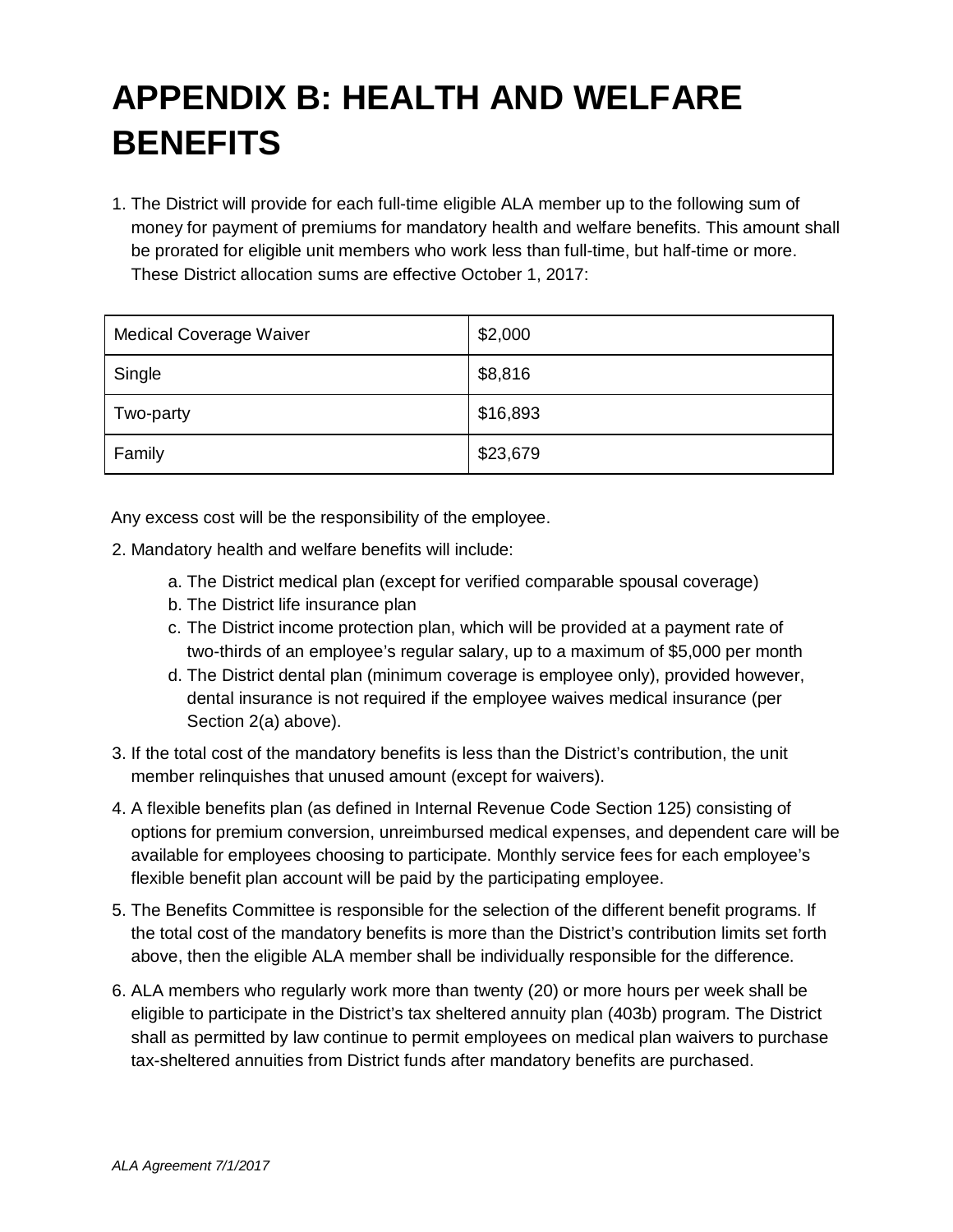# APPENDIX B: HEALTH AND WELFARE BENEFITS

1. The District will provide for each full-time eligible ALA member up to the following sum of money for payment of premiums for mandatory health and welfare benefits. This amount shall be prorated for eligible unit members who work less than full-time, but half-time or more. These District allocation sums are effective October 1, 2017:

| Medical Coverage Waiver | $2,000 |
|---|---|
| Single | $8,816 |
| Two-party | $16,893 |
| Family | $23,679 |

Any excess cost will be the responsibility of the employee.

2. Mandatory health and welfare benefits will include:
   a. The District medical plan (except for verified comparable spousal coverage)
   b. The District life insurance plan
   c. The District income protection plan, which will be provided at a payment rate of two-thirds of an employee's regular salary, up to a maximum of $5,000 per month
   d. The District dental plan (minimum coverage is employee only), provided however, dental insurance is not required if the employee waives medical insurance (per Section 2(a) above).
3. If the total cost of the mandatory benefits is less than the District's contribution, the unit member relinquishes that unused amount (except for waivers).
4. A flexible benefits plan (as defined in Internal Revenue Code Section 125) consisting of options for premium conversion, unreimbursed medical expenses, and dependent care will be available for employees choosing to participate. Monthly service fees for each employee's flexible benefit plan account will be paid by the participating employee.
5. The Benefits Committee is responsible for the selection of the different benefit programs. If the total cost of the mandatory benefits is more than the District's contribution limits set forth above, then the eligible ALA member shall be individually responsible for the difference.
6. ALA members who regularly work more than twenty (20) or more hours per week shall be eligible to participate in the District's tax sheltered annuity plan (403b) program. The District shall as permitted by law continue to permit employees on medical plan waivers to purchase tax-sheltered annuities from District funds after mandatory benefits are purchased.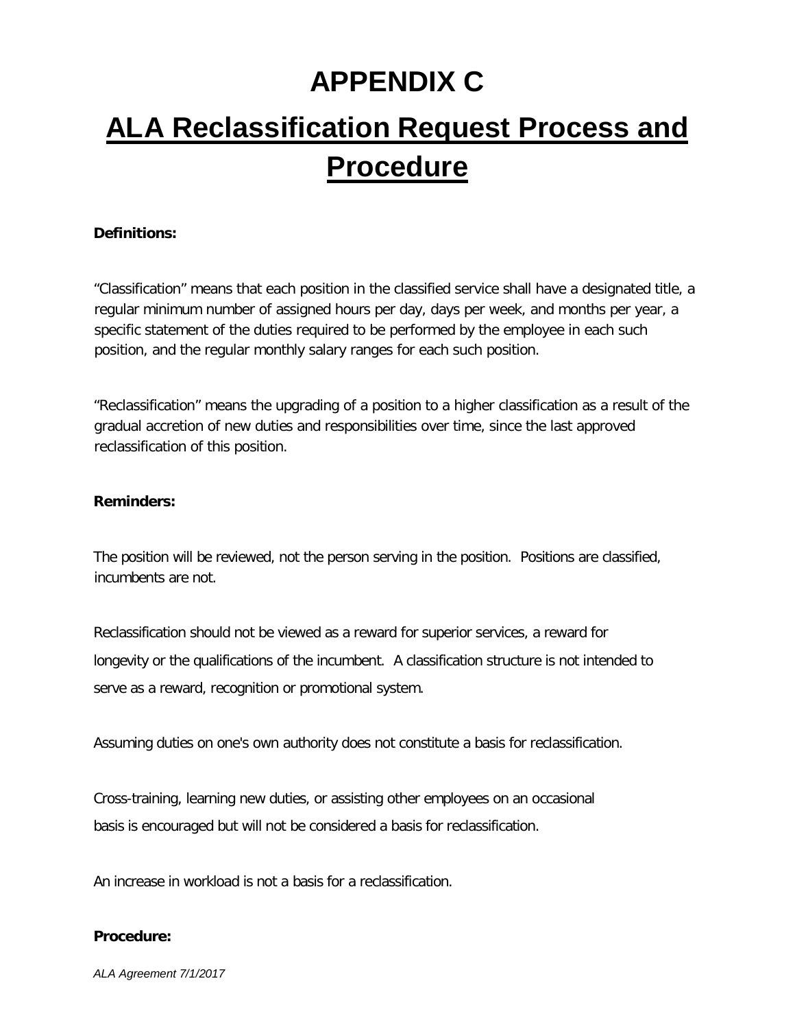# APPENDIX C

# ALA Reclassification Request Process and Procedure

**Definitions:**

"Classification" means that each position in the classified service shall have a designated title, a regular minimum number of assigned hours per day, days per week, and months per year, a specific statement of the duties required to be performed by the employee in each such position, and the regular monthly salary ranges for each such position.

"Reclassification" means the upgrading of a position to a higher classification as a result of the gradual accretion of new duties and responsibilities over time, since the last approved reclassification of this position.

**Reminders:**

The position will be reviewed, not the person serving in the position. Positions are classified, incumbents are not.

Reclassification should not be viewed as a reward for superior services, a reward for longevity or the qualifications of the incumbent. A classification structure is not intended to serve as a reward, recognition or promotional system.

Assuming duties on one's own authority does not constitute a basis for reclassification.

Cross-training, learning new duties, or assisting other employees on an occasional basis is encouraged but will not be considered a basis for reclassification.

An increase in workload is not a basis for a reclassification.

**Procedure:**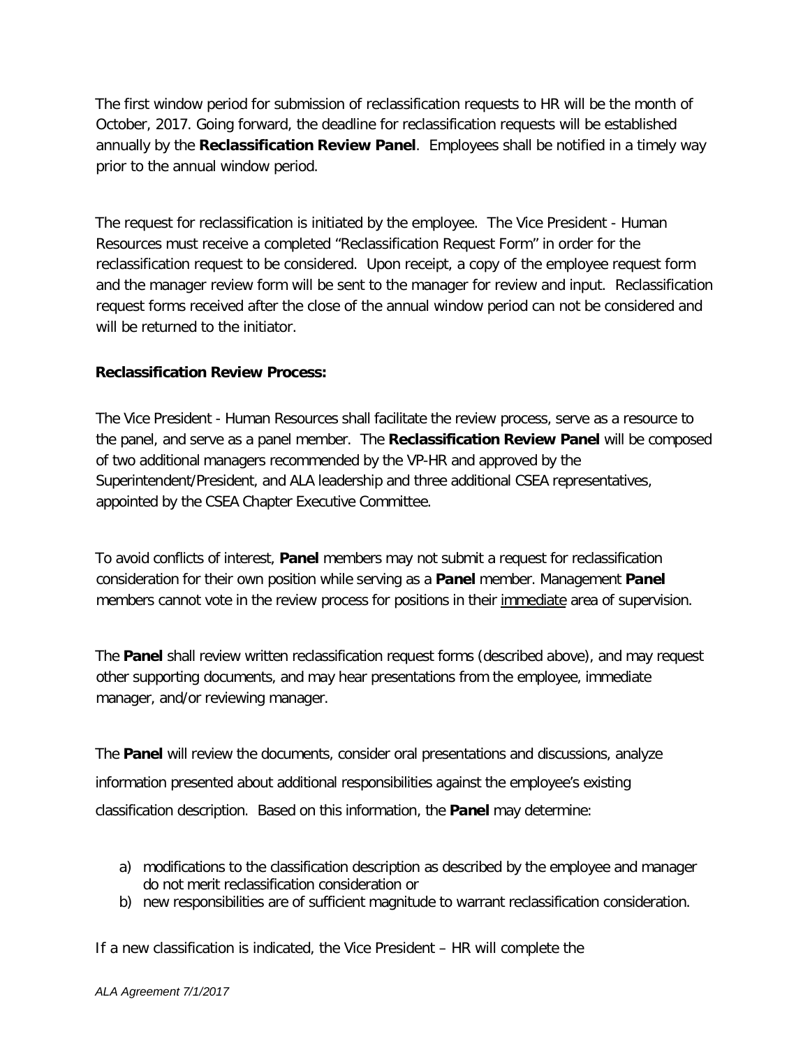The first window period for submission of reclassification requests to HR will be the month of October, 2017. Going forward, the deadline for reclassification requests will be established annually by the **Reclassification Review Panel**. Employees shall be notified in a timely way prior to the annual window period.

The request for reclassification is initiated by the employee. The Vice President - Human Resources must receive a completed "Reclassification Request Form" in order for the reclassification request to be considered. Upon receipt, a copy of the employee request form and the manager review form will be sent to the manager for review and input. Reclassification request forms received after the close of the annual window period can not be considered and will be returned to the initiator.

**Reclassification Review Process:**

The Vice President - Human Resources shall facilitate the review process, serve as a resource to the panel, and serve as a panel member. The **Reclassification Review Panel** will be composed of two additional managers recommended by the VP-HR and approved by the Superintendent/President, and ALA leadership and three additional CSEA representatives, appointed by the CSEA Chapter Executive Committee.

To avoid conflicts of interest, **Panel** members may not submit a request for reclassification consideration for their own position while serving as a **Panel** member. Management **Panel** members cannot vote in the review process for positions in their <u>immediate</u> area of supervision.

The **Panel** shall review written reclassification request forms (described above), and may request other supporting documents, and may hear presentations from the employee, immediate manager, and/or reviewing manager.

The **Panel** will review the documents, consider oral presentations and discussions, analyze information presented about additional responsibilities against the employee's existing classification description. Based on this information, the **Panel** may determine:

a) modifications to the classification description as described by the employee and manager do not merit reclassification consideration or
b) new responsibilities are of sufficient magnitude to warrant reclassification consideration.

If a new classification is indicated, the Vice President – HR will complete the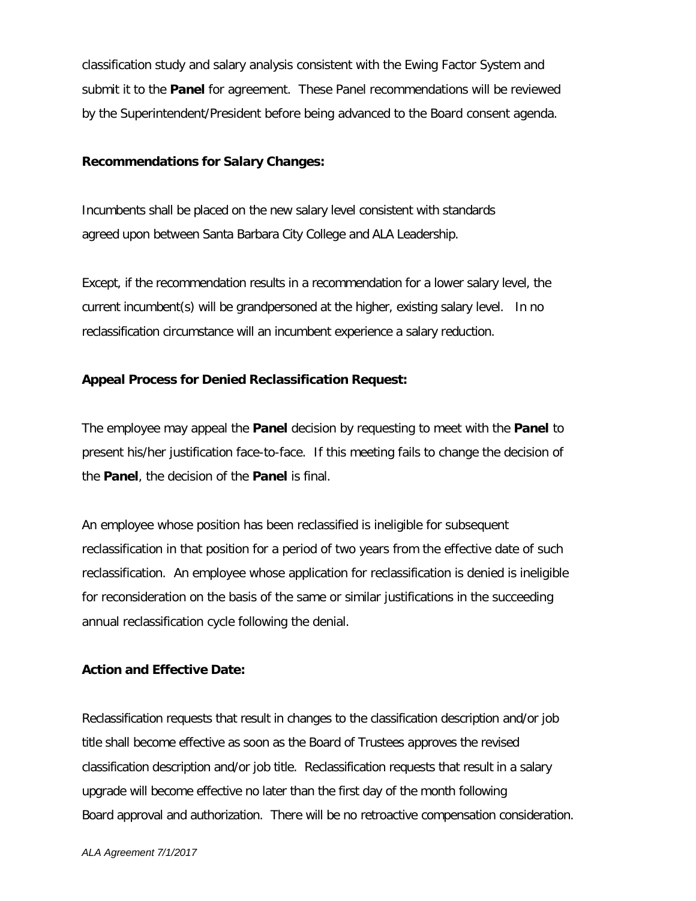classification study and salary analysis consistent with the Ewing Factor System and submit it to the **Panel** for agreement. These Panel recommendations will be reviewed by the Superintendent/President before being advanced to the Board consent agenda.

**Recommendations for Salary Changes:**

Incumbents shall be placed on the new salary level consistent with standards agreed upon between Santa Barbara City College and ALA Leadership.

Except, if the recommendation results in a recommendation for a lower salary level, the current incumbent(s) will be grandpersoned at the higher, existing salary level. In no reclassification circumstance will an incumbent experience a salary reduction.

**Appeal Process for Denied Reclassification Request:**

The employee may appeal the **Panel** decision by requesting to meet with the **Panel** to present his/her justification face-to-face. If this meeting fails to change the decision of the **Panel**, the decision of the **Panel** is final.

An employee whose position has been reclassified is ineligible for subsequent reclassification in that position for a period of two years from the effective date of such reclassification. An employee whose application for reclassification is denied is ineligible for reconsideration on the basis of the same or similar justifications in the succeeding annual reclassification cycle following the denial.

**Action and Effective Date:**

Reclassification requests that result in changes to the classification description and/or job title shall become effective as soon as the Board of Trustees approves the revised classification description and/or job title. Reclassification requests that result in a salary upgrade will become effective no later than the first day of the month following Board approval and authorization. There will be no retroactive compensation consideration.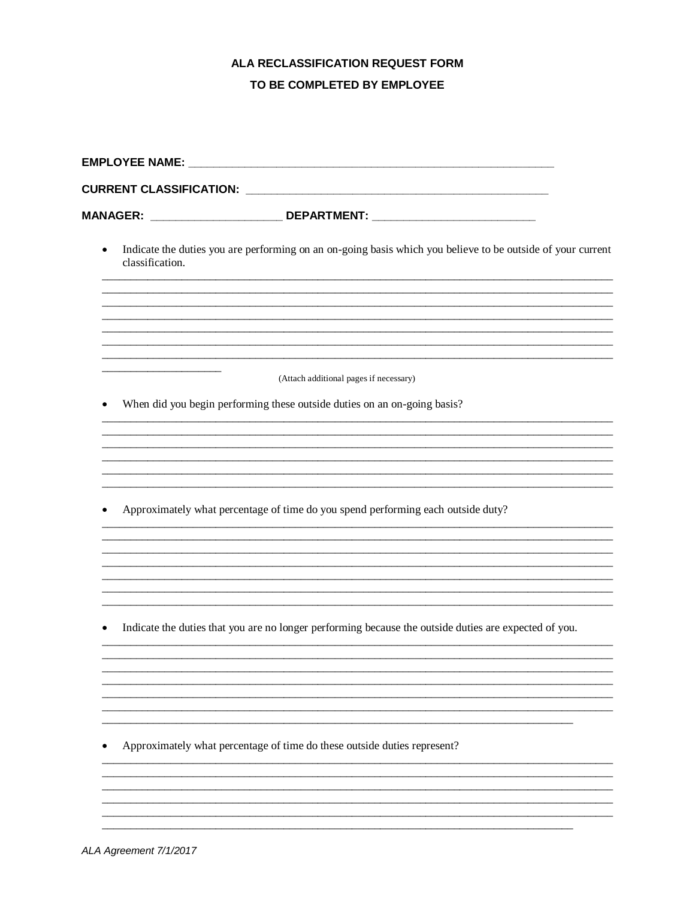# ALA RECLASSIFICATION REQUEST FORM

## TO BE COMPLETED BY EMPLOYEE

**EMPLOYEE NAME:** ___________________________________________________________

**CURRENT CLASSIFICATION:** ___________________________________________________

**MANAGER:** ______________________ **DEPARTMENT:** ___________________________

- Indicate the duties you are performing on an on-going basis which you believe to be outside of your current classification.

______________________________________________________________________________________
______________________________________________________________________________________
______________________________________________________________________________________
______________________________________________________________________________________
______________________________________________________________________________________
______________________________________________________________________________________
______________________________________________________________________________________
____________________

(Attach additional pages if necessary)

- When did you begin performing these outside duties on an on-going basis?

______________________________________________________________________________________
______________________________________________________________________________________
______________________________________________________________________________________
______________________________________________________________________________________
______________________________________________________________________________________
______________________________________________________________________________________

- Approximately what percentage of time do you spend performing each outside duty?

______________________________________________________________________________________
______________________________________________________________________________________
______________________________________________________________________________________
______________________________________________________________________________________
______________________________________________________________________________________
______________________________________________________________________________________
______________________________________________________________________________________

- Indicate the duties that you are no longer performing because the outside duties are expected of you.

______________________________________________________________________________________
______________________________________________________________________________________
______________________________________________________________________________________
______________________________________________________________________________________
______________________________________________________________________________________
______________________________________________________________________________________
________________________________________________________________________________

- Approximately what percentage of time do these outside duties represent?

______________________________________________________________________________________
______________________________________________________________________________________
______________________________________________________________________________________
______________________________________________________________________________________
______________________________________________________________________________________
________________________________________________________________________________

*ALA Agreement 7/1/2017*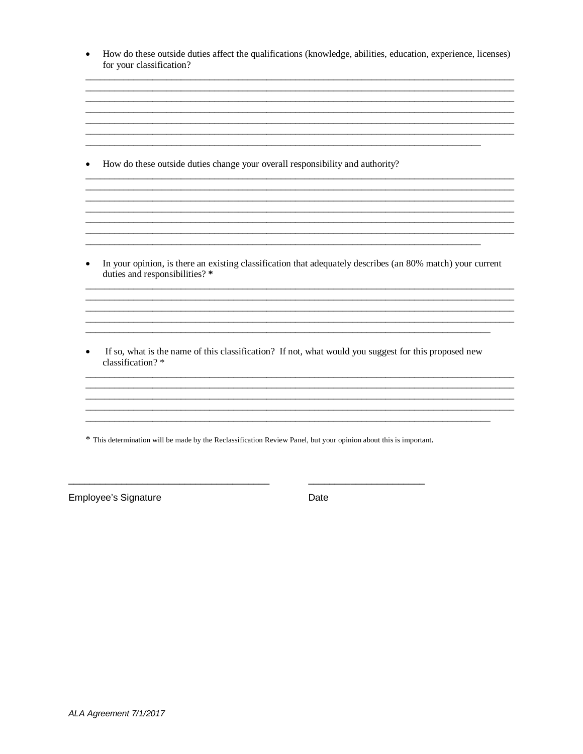- How do these outside duties affect the qualifications (knowledge, abilities, education, experience, licenses) for your classification?

______________________________________________________________________________________
______________________________________________________________________________________
______________________________________________________________________________________
______________________________________________________________________________________
______________________________________________________________________________________
______________________________________________________________________________________
_______________________________________________________________________________

- How do these outside duties change your overall responsibility and authority?

______________________________________________________________________________________
______________________________________________________________________________________
______________________________________________________________________________________
______________________________________________________________________________________
______________________________________________________________________________________
______________________________________________________________________________________
_______________________________________________________________________________

- In your opinion, is there an existing classification that adequately describes (an 80% match) your current duties and responsibilities? **\***

______________________________________________________________________________________
______________________________________________________________________________________
______________________________________________________________________________________
______________________________________________________________________________________
_________________________________________________________________________________

- If so, what is the name of this classification? If not, what would you suggest for this proposed new classification? *

______________________________________________________________________________________
______________________________________________________________________________________
______________________________________________________________________________________
______________________________________________________________________________________
_________________________________________________________________________________

* This determination will be made by the Reclassification Review Panel, but your opinion about this is important.

________________________________________ &nbsp;&nbsp;&nbsp;&nbsp;&nbsp;&nbsp; _______________________

Employee's Signature &nbsp;&nbsp;&nbsp;&nbsp;&nbsp;&nbsp;&nbsp;&nbsp;&nbsp;&nbsp;&nbsp;&nbsp;&nbsp;&nbsp;&nbsp;&nbsp;&nbsp;&nbsp;&nbsp;&nbsp;&nbsp;&nbsp;&nbsp;&nbsp;&nbsp;&nbsp;&nbsp;&nbsp; Date

*ALA Agreement 7/1/2017*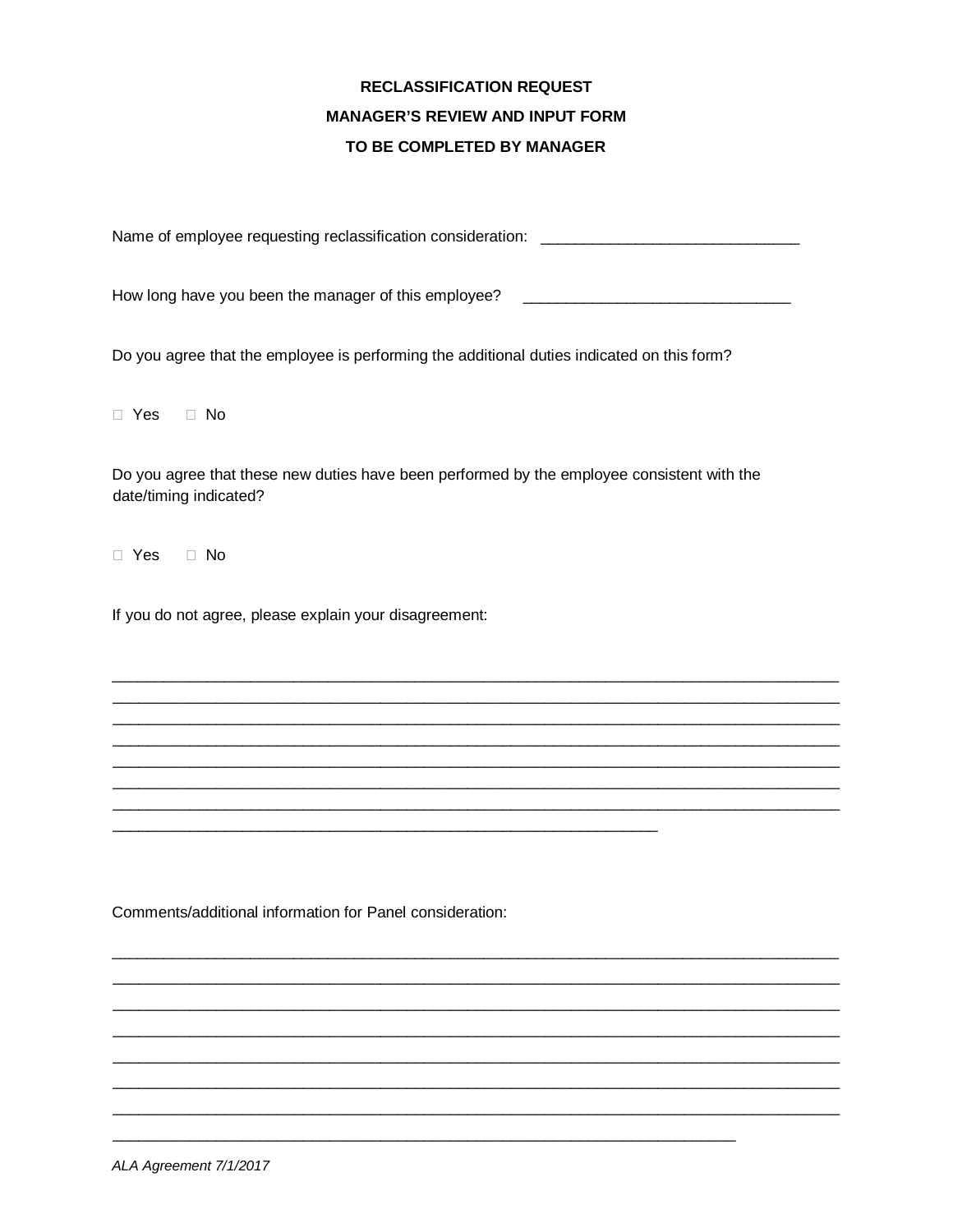**RECLASSIFICATION REQUEST**

**MANAGER'S REVIEW AND INPUT FORM**

**TO BE COMPLETED BY MANAGER**

Name of employee requesting reclassification consideration: ______________________________

How long have you been the manager of this employee? _______________________________

Do you agree that the employee is performing the additional duties indicated on this form?

☐ Yes ☐ No

Do you agree that these new duties have been performed by the employee consistent with the date/timing indicated?

☐ Yes ☐ No

If you do not agree, please explain your disagreement:

_____________________________________________________________________________________
_____________________________________________________________________________________
_____________________________________________________________________________________
_____________________________________________________________________________________
_____________________________________________________________________________________
_____________________________________________________________________________________
_____________________________________________________________________________________
_________________________________________________________________

Comments/additional information for Panel consideration:

_____________________________________________________________________________________
_____________________________________________________________________________________
_____________________________________________________________________________________
_____________________________________________________________________________________
_____________________________________________________________________________________
_____________________________________________________________________________________
_____________________________________________________________________________________
__________________________________________________________________________

*ALA Agreement 7/1/2017*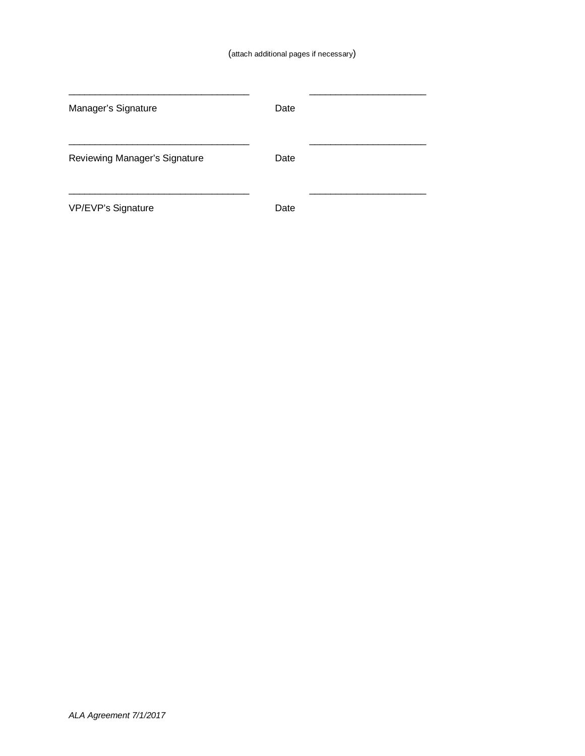(attach additional pages if necessary)

\_\_\_\_\_\_\_\_\_\_\_\_\_\_\_\_\_\_\_\_\_\_\_\_\_\_\_\_\_\_\_\_\_\_\_ \_\_\_\_\_\_\_\_\_\_\_\_\_\_\_\_\_\_\_\_\_\_\_

Manager's Signature Date

\_\_\_\_\_\_\_\_\_\_\_\_\_\_\_\_\_\_\_\_\_\_\_\_\_\_\_\_\_\_\_\_\_\_\_ \_\_\_\_\_\_\_\_\_\_\_\_\_\_\_\_\_\_\_\_\_\_\_

Reviewing Manager's Signature Date

\_\_\_\_\_\_\_\_\_\_\_\_\_\_\_\_\_\_\_\_\_\_\_\_\_\_\_\_\_\_\_\_\_\_\_ \_\_\_\_\_\_\_\_\_\_\_\_\_\_\_\_\_\_\_\_\_\_\_

VP/EVP's Signature Date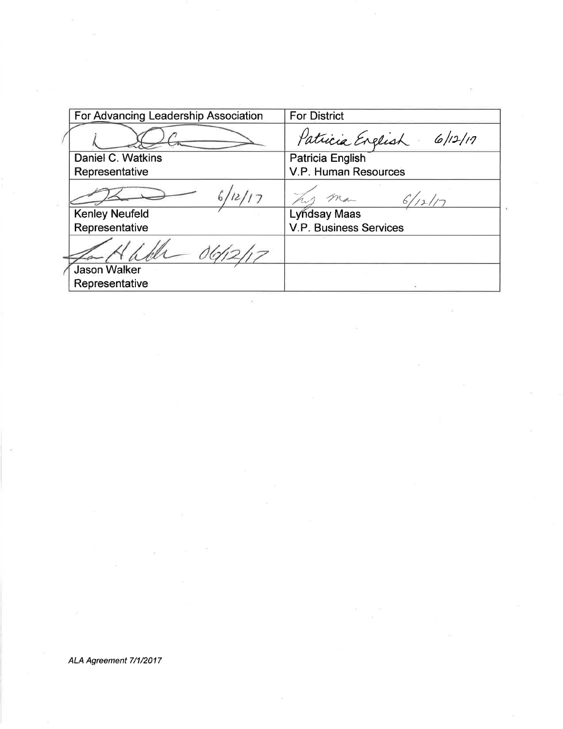| For Advancing Leadership Association | For District |
| --- | --- |
| | Patricia English 6/12/17 |
| Daniel C. Watkins<br>Representative | Patricia English<br>V.P. Human Resources |
| 6/12/17 | 6/12/17 |
| Kenley Neufeld<br>Representative | Lyndsay Maas<br>V.P. Business Services |
| 06/12/17 | |
| Jason Walker<br>Representative | |

*ALA Agreement 7/1/2017*